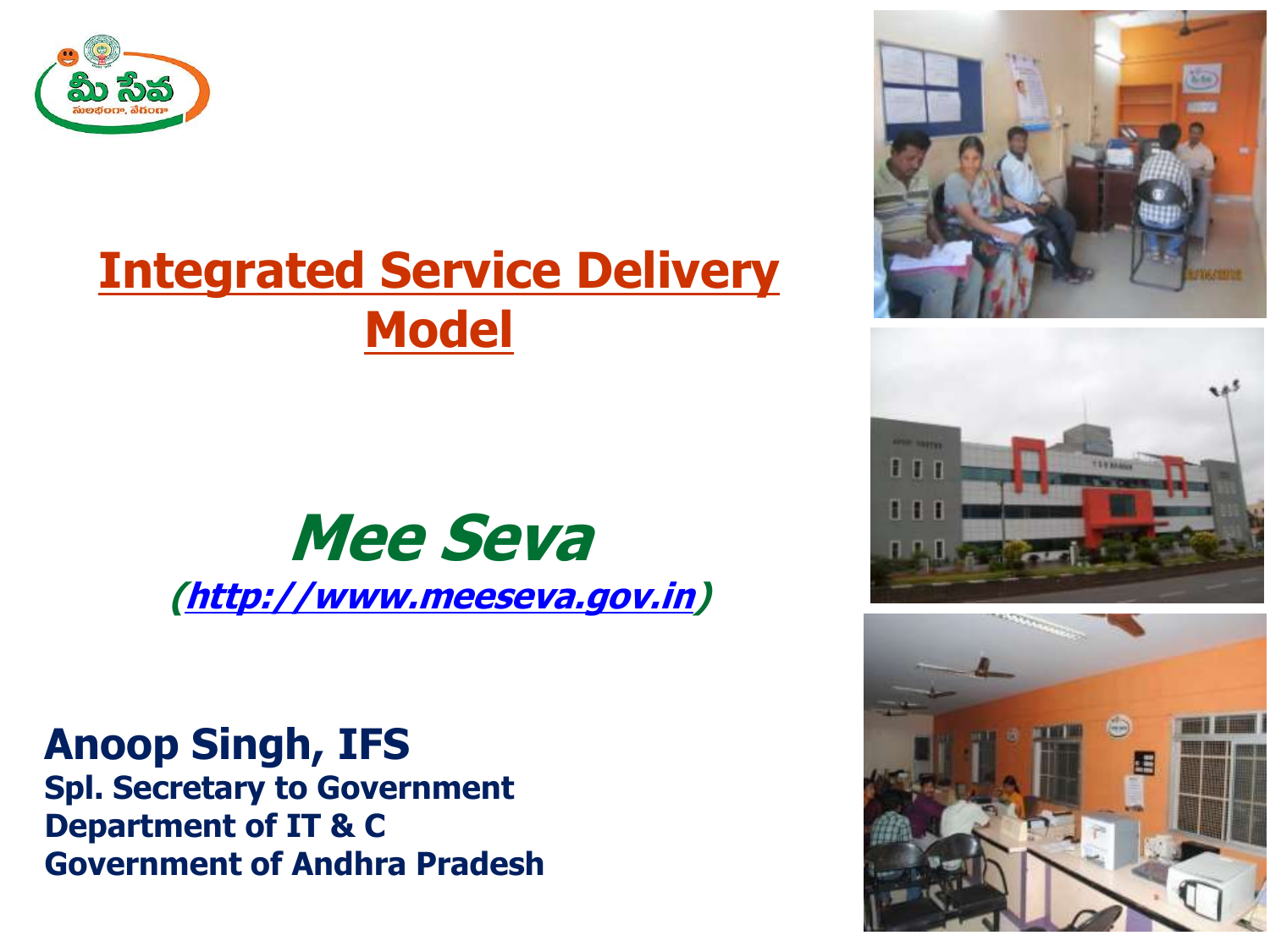# Integrated Service Delivery Model

## *Mee Seva*

*(http://www.meeseva.gov.in)*

**Anoop Singh, IFS**
**Spl. Secretary to Government**
**Department of IT & C**
**Government of Andhra Pradesh**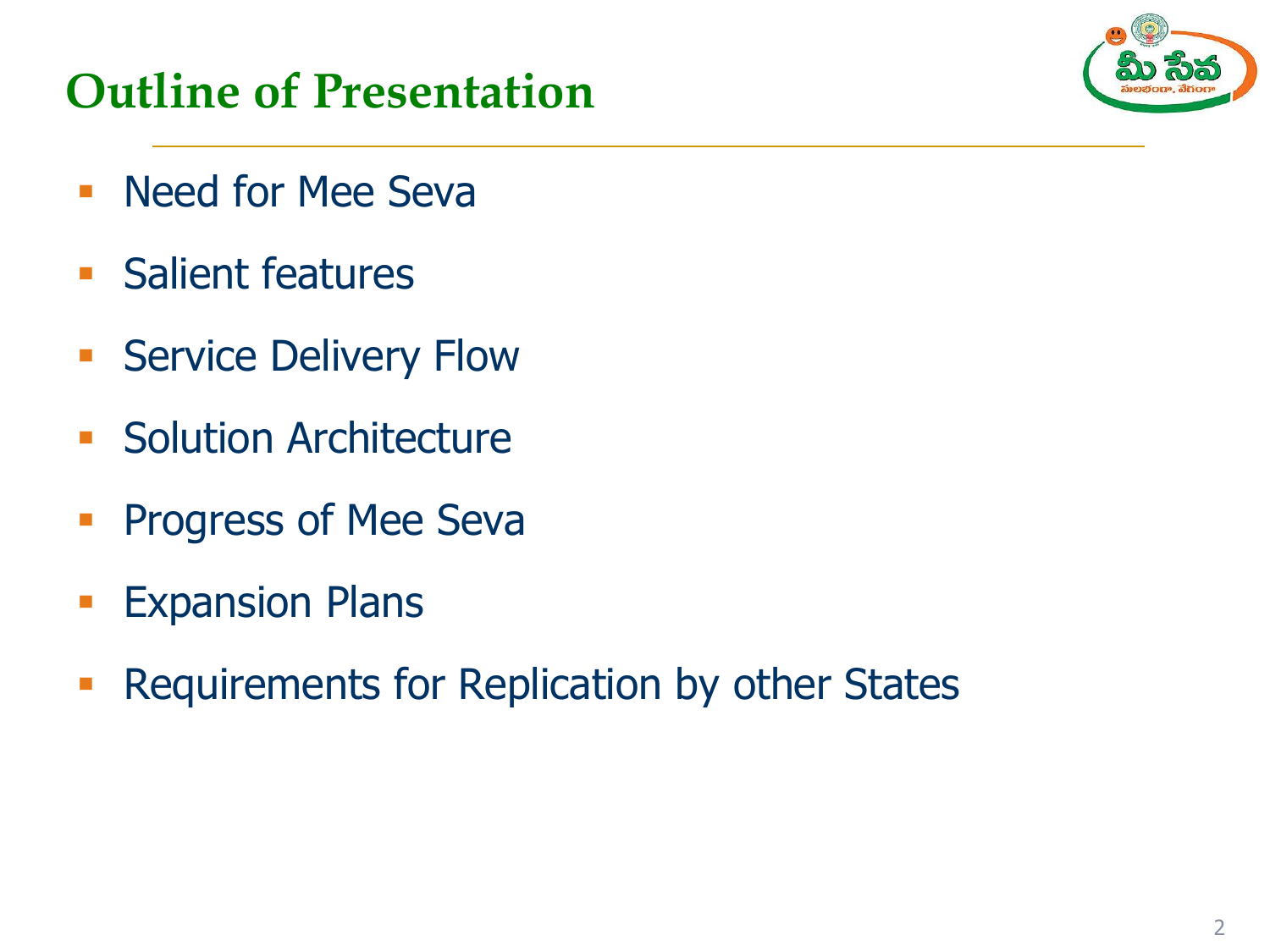# Outline of Presentation

- Need for Mee Seva
- Salient features
- Service Delivery Flow
- Solution Architecture
- Progress of Mee Seva
- Expansion Plans
- Requirements for Replication by other States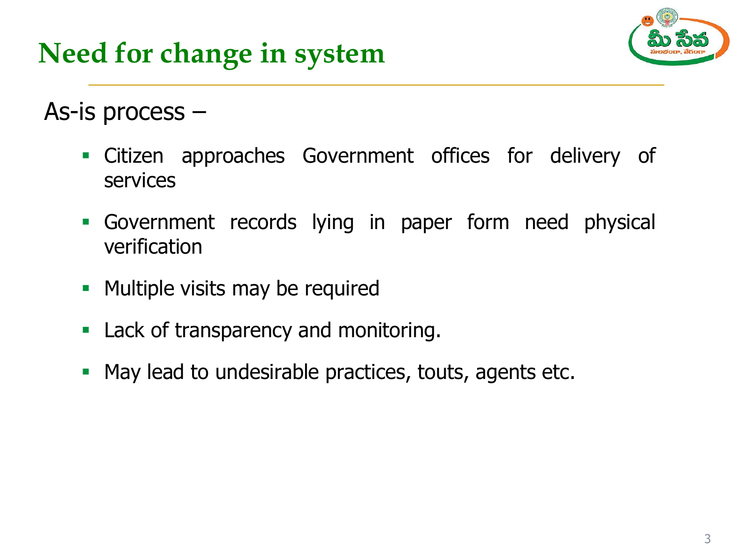# Need for change in system

As-is process –

- Citizen approaches Government offices for delivery of services
- Government records lying in paper form need physical verification
- Multiple visits may be required
- Lack of transparency and monitoring.
- May lead to undesirable practices, touts, agents etc.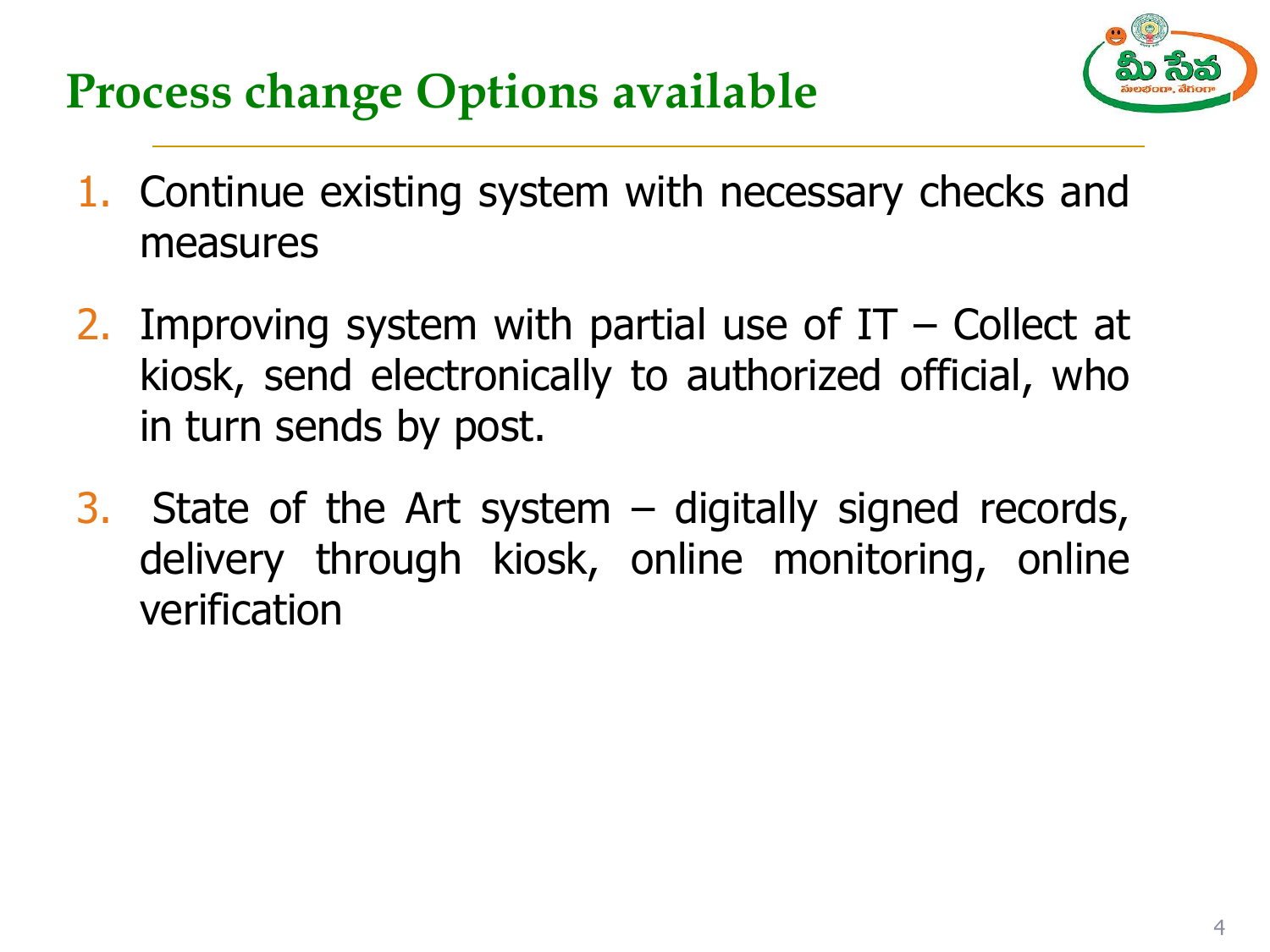# Process change Options available

1. Continue existing system with necessary checks and measures
2. Improving system with partial use of IT – Collect at kiosk, send electronically to authorized official, who in turn sends by post.
3. State of the Art system – digitally signed records, delivery through kiosk, online monitoring, online verification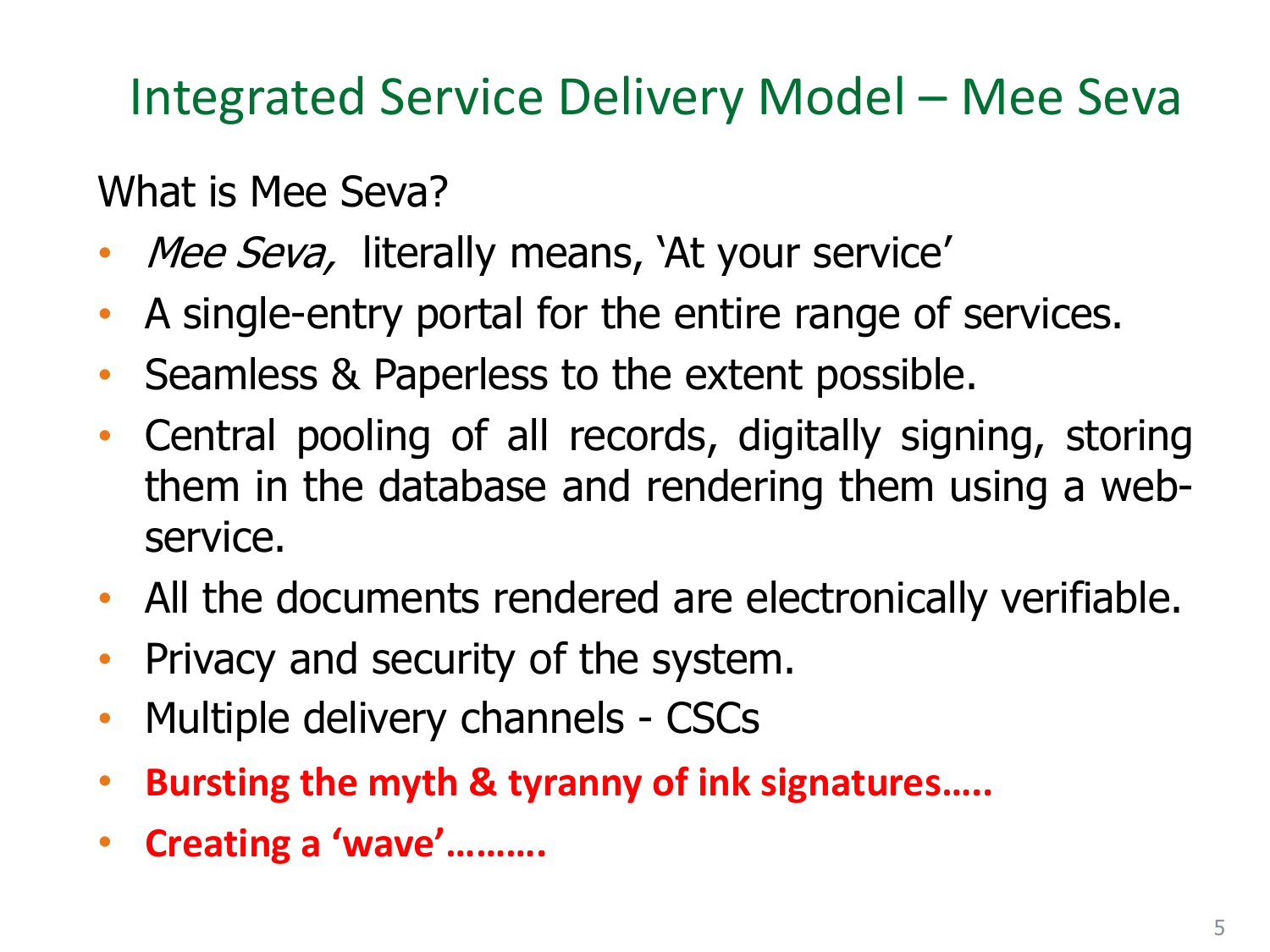# Integrated Service Delivery Model – Mee Seva

What is Mee Seva?

- *Mee Seva,* literally means, 'At your service'
- A single-entry portal for the entire range of services.
- Seamless & Paperless to the extent possible.
- Central pooling of all records, digitally signing, storing them in the database and rendering them using a web-service.
- All the documents rendered are electronically verifiable.
- Privacy and security of the system.
- Multiple delivery channels - CSCs
- **Bursting the myth & tyranny of ink signatures…..**
- **Creating a 'wave'……….**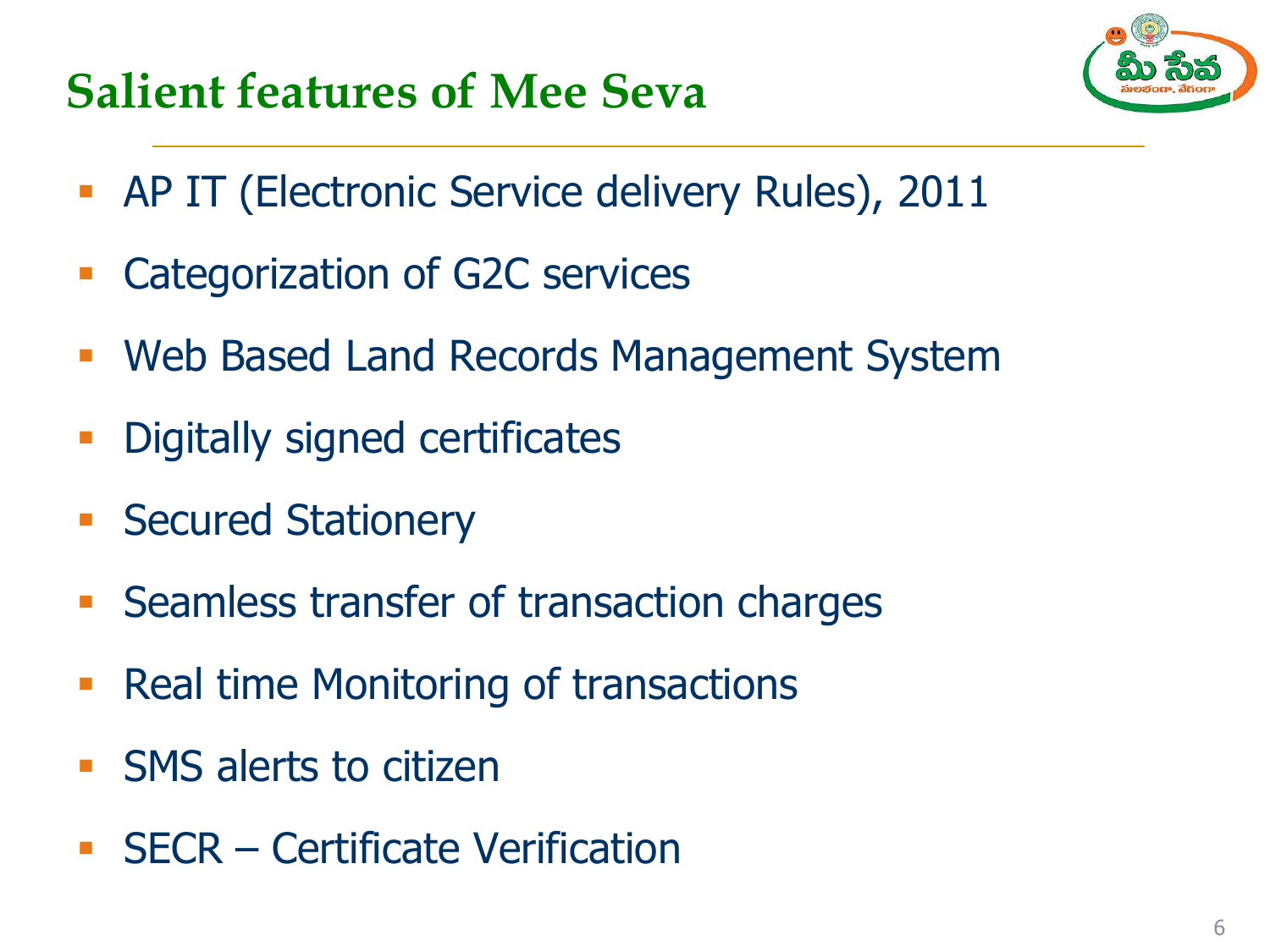## Salient features of Mee Seva

- AP IT (Electronic Service delivery Rules), 2011
- Categorization of G2C services
- Web Based Land Records Management System
- Digitally signed certificates
- Secured Stationery
- Seamless transfer of transaction charges
- Real time Monitoring of transactions
- SMS alerts to citizen
- SECR – Certificate Verification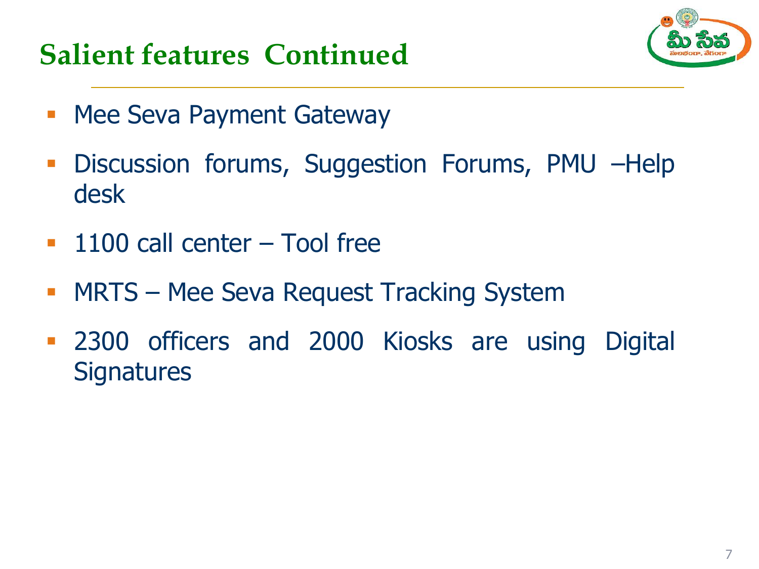## Salient features Continued

- Mee Seva Payment Gateway
- Discussion forums, Suggestion Forums, PMU –Help desk
- 1100 call center – Tool free
- MRTS – Mee Seva Request Tracking System
- 2300 officers and 2000 Kiosks are using Digital Signatures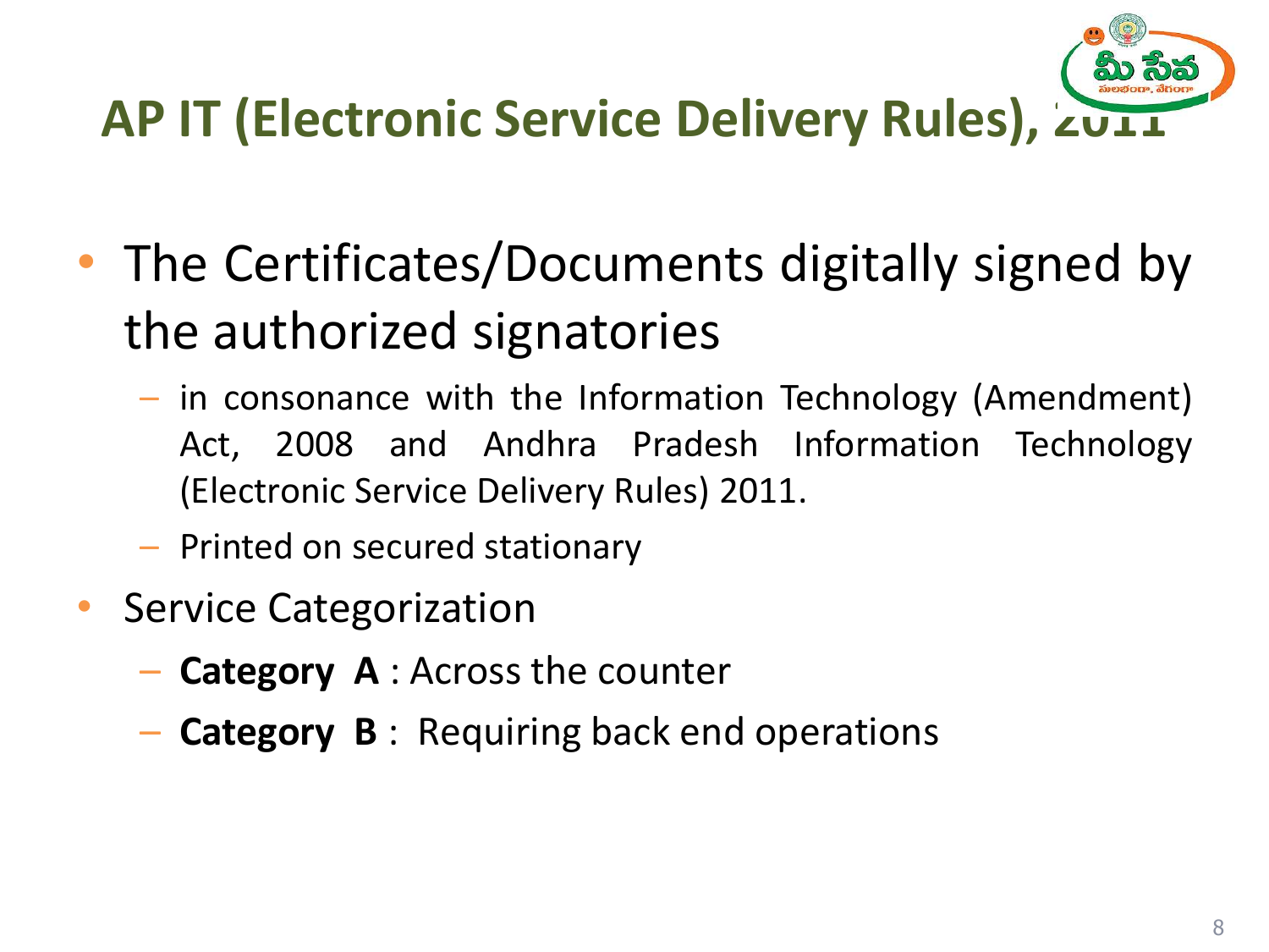# AP IT (Electronic Service Delivery Rules), 2011

- The Certificates/Documents digitally signed by the authorized signatories
  - in consonance with the Information Technology (Amendment) Act, 2008 and Andhra Pradesh Information Technology (Electronic Service Delivery Rules) 2011.
  - Printed on secured stationary
- Service Categorization
  - **Category A** : Across the counter
  - **Category B** : Requiring back end operations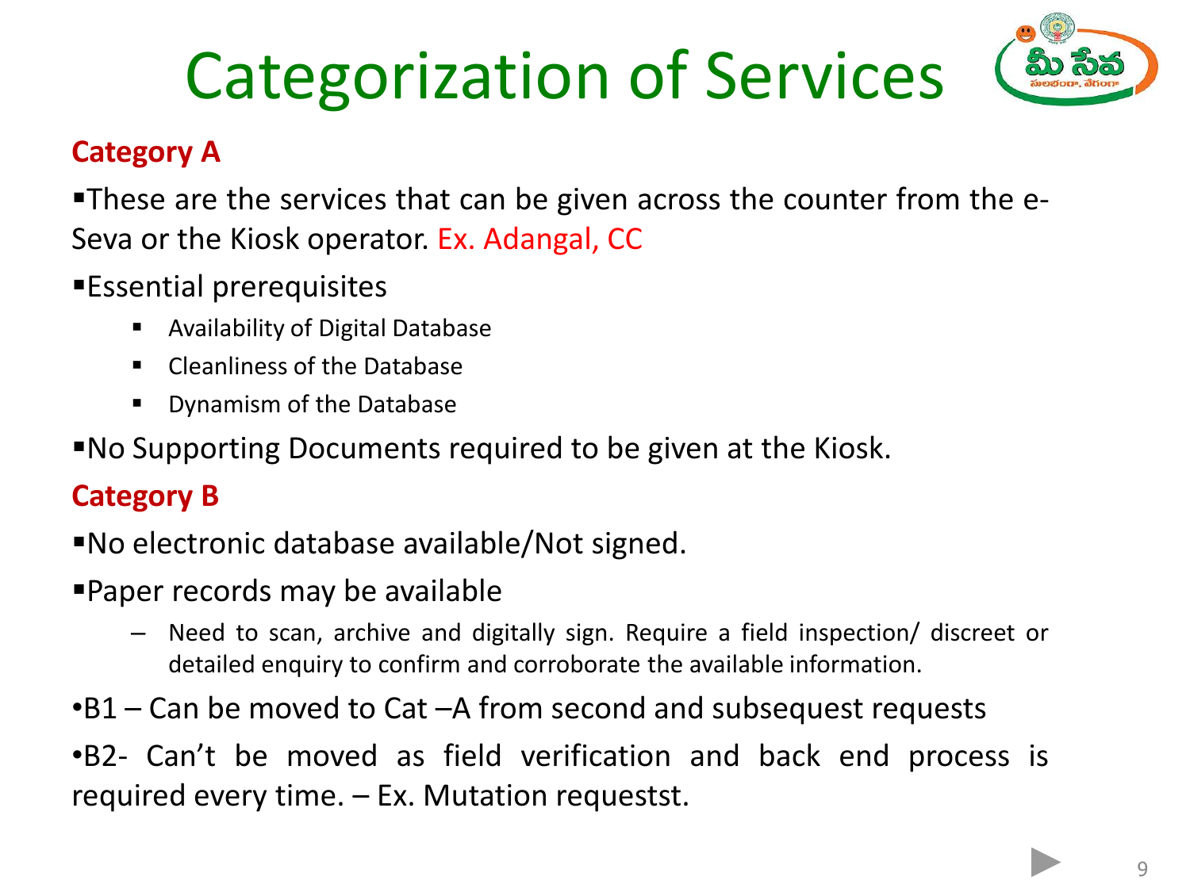# Categorization of Services

**Category A**

- These are the services that can be given across the counter from the e-Seva or the Kiosk operator. Ex. Adangal, CC
- Essential prerequisites
  - Availability of Digital Database
  - Cleanliness of the Database
  - Dynamism of the Database
- No Supporting Documents required to be given at the Kiosk.

**Category B**

- No electronic database available/Not signed.
- Paper records may be available
  - Need to scan, archive and digitally sign. Require a field inspection/ discreet or detailed enquiry to confirm and corroborate the available information.

- B1 – Can be moved to Cat –A from second and subsequest requests
- B2- Can't be moved as field verification and back end process is required every time. – Ex. Mutation requestst.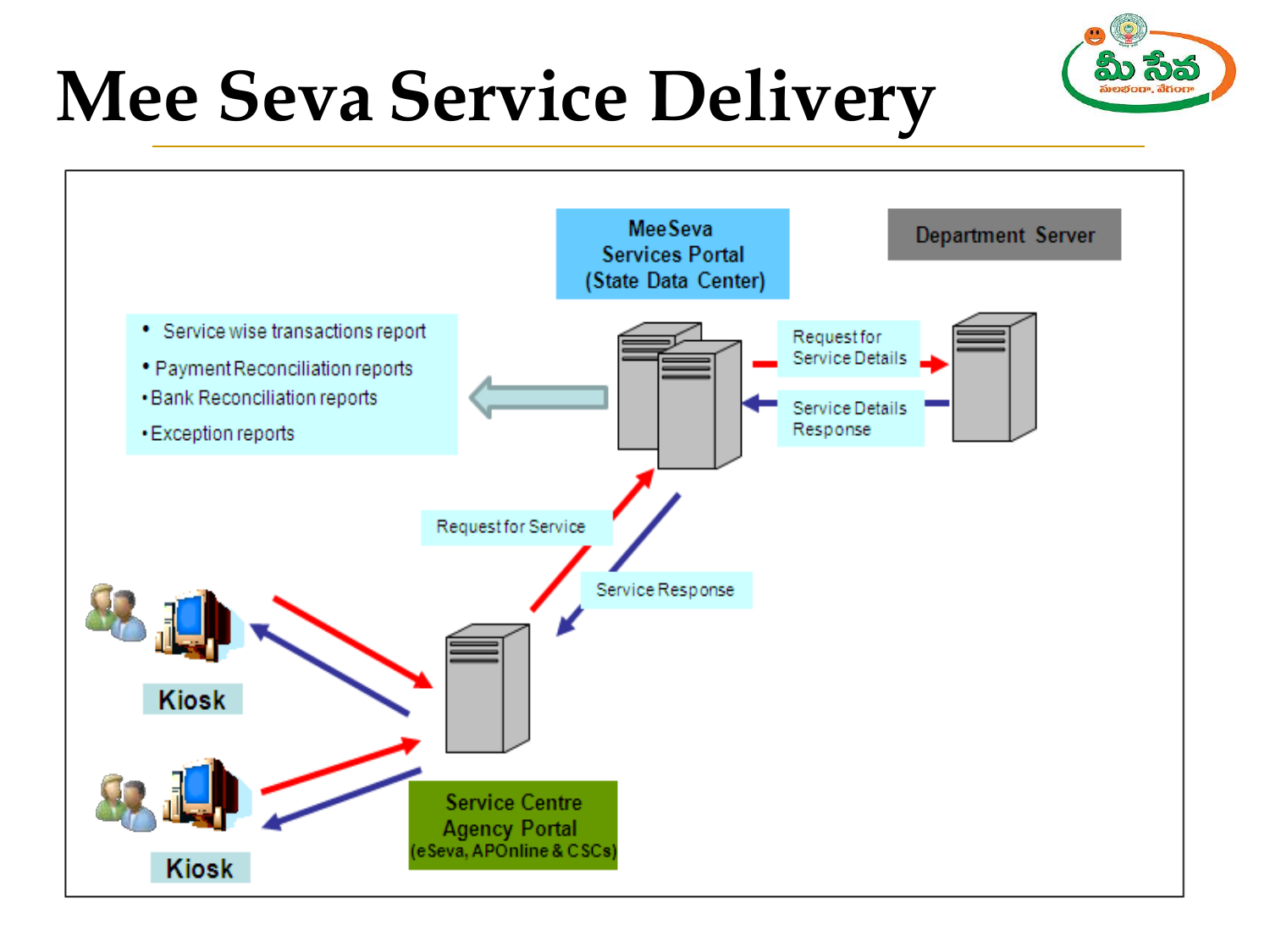# Mee Seva Service Delivery

Mee Seva Services Portal (State Data Center)

Department Server

- Service wise transactions report
- Payment Reconciliation reports
- Bank Reconciliation reports
- Exception reports

Request for Service Details

Service Details Response

Request for Service

Service Response

Kiosk

Kiosk

Service Centre Agency Portal (eSeva, APOnline & CSCs)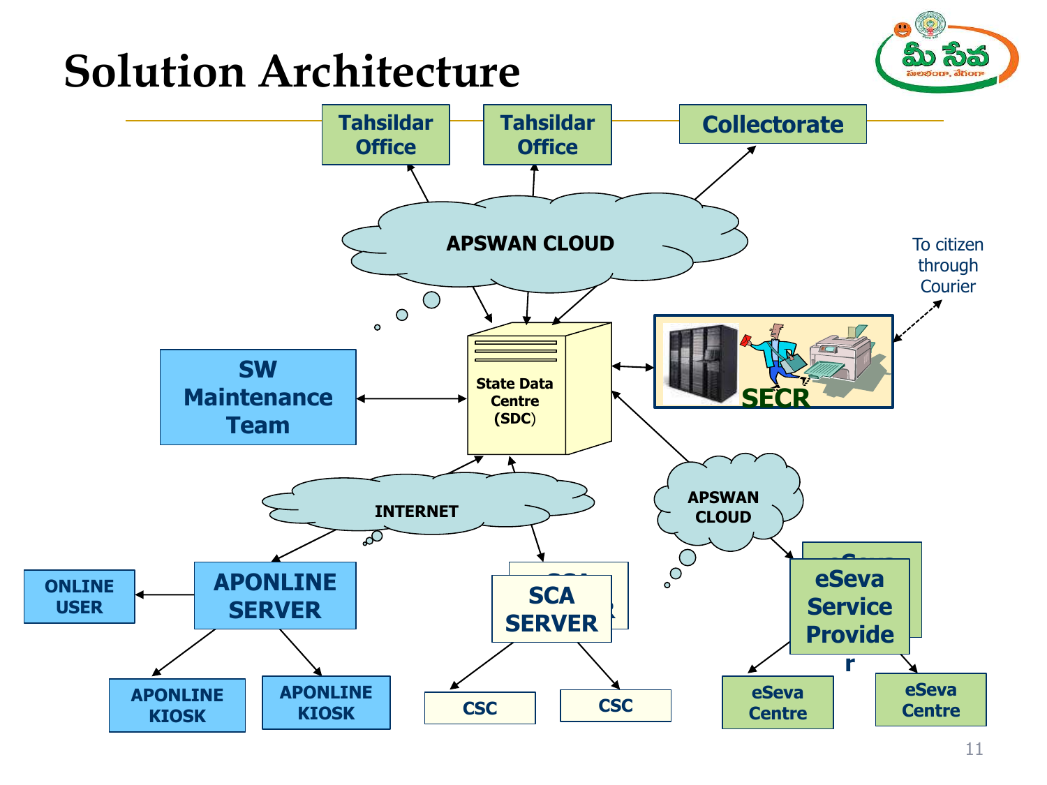# Solution Architecture

- Tahsildar Office
- Tahsildar Office
- Collectorate
- APSWAN CLOUD
- To citizen through Courier
- SW Maintenance Team
- State Data Centre (SDC)
- SECR
- INTERNET
- APSWAN CLOUD
- ONLINE USER
- APONLINE SERVER
- SCA SERVER
- eSeva Service Provider
- APONLINE KIOSK
- APONLINE KIOSK
- CSC
- CSC
- eSeva Centre
- eSeva Centre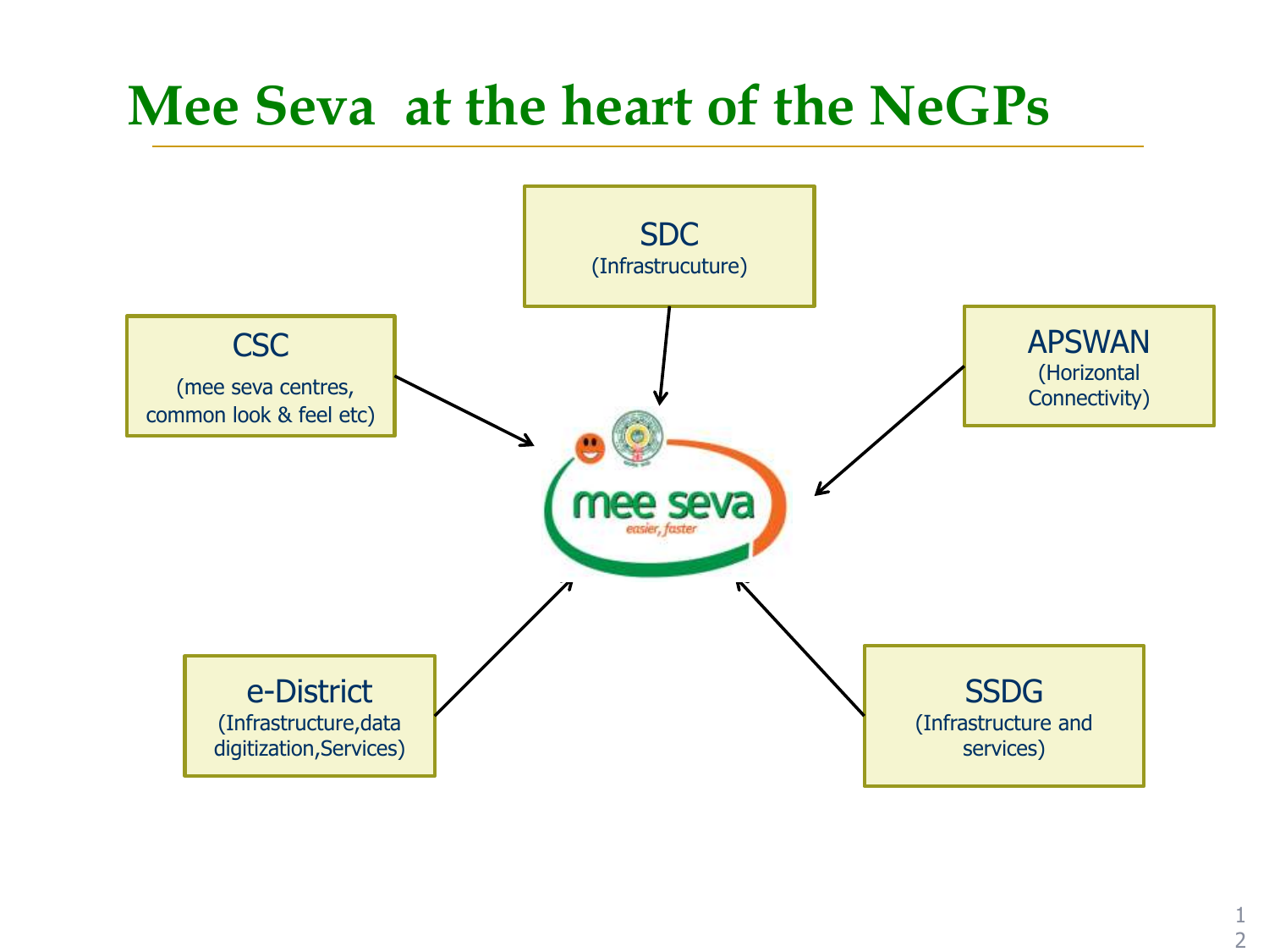# Mee Seva at the heart of the NeGPs

**SDC**
(Infrastrucuture)

**CSC**
(mee seva centres, common look & feel etc)

**APSWAN**
(Horizontal Connectivity)

mee seva
easier, faster

**e-District**
(Infrastructure,data digitization,Services)

**SSDG**
(Infrastructure and services)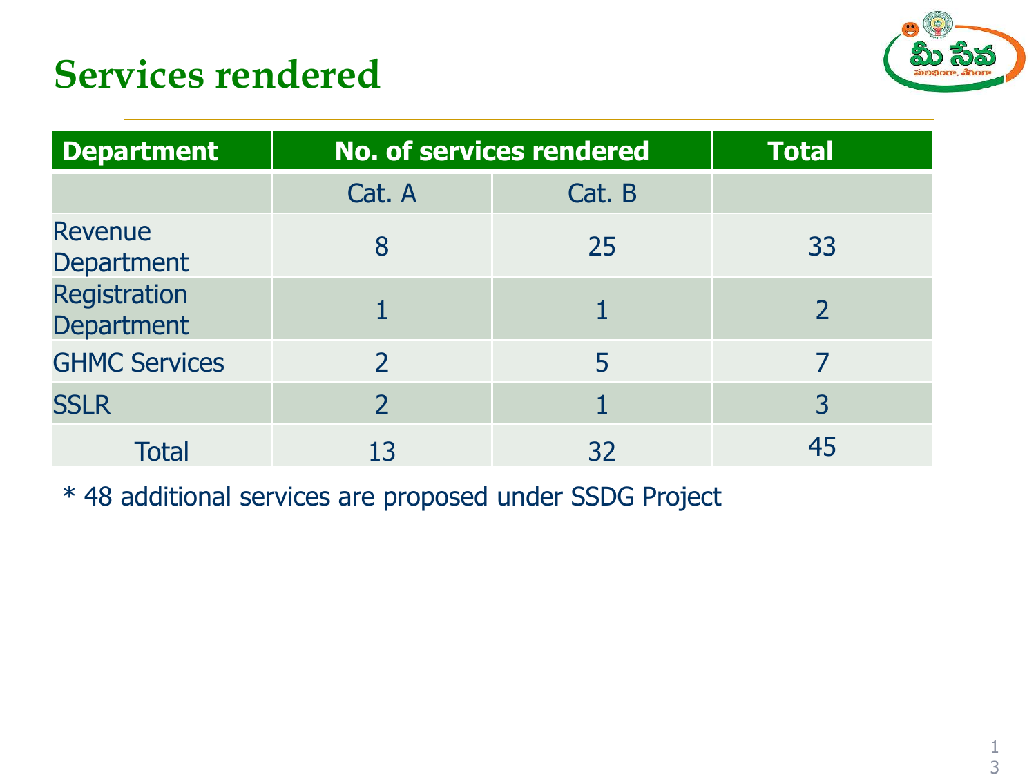# Services rendered

| Department | No. of services rendered | | Total |
|---|---|---|---|
| | Cat. A | Cat. B | |
| Revenue Department | 8 | 25 | 33 |
| Registration Department | 1 | 1 | 2 |
| GHMC Services | 2 | 5 | 7 |
| SSLR | 2 | 1 | 3 |
| Total | 13 | 32 | 45 |

* 48 additional services are proposed under SSDG Project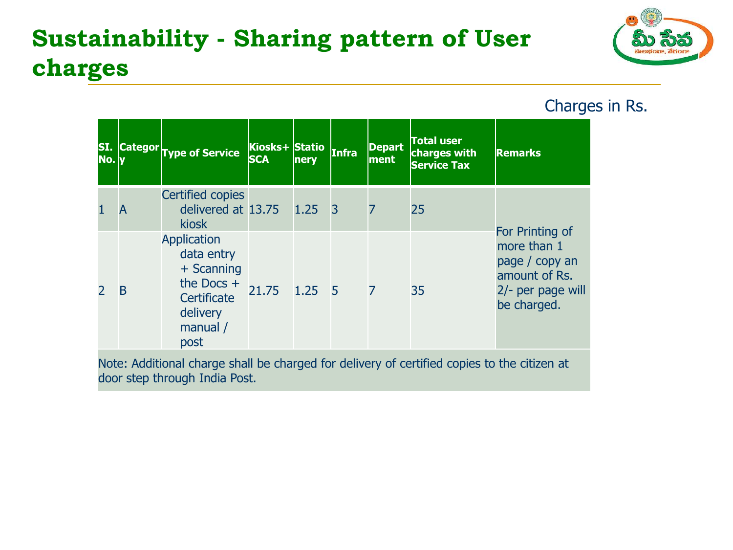# Sustainability - Sharing pattern of User charges

Charges in Rs.

| SI. No. | Category | Type of Service | Kiosks+ SCA | Stationery | Infra | Department | Total user charges with Service Tax | Remarks |
|---|---|---|---|---|---|---|---|---|
| 1 | A | Certified copies delivered at kiosk | 13.75 | 1.25 | 3 | 7 | 25 | For Printing of more than 1 page / copy an amount of Rs. 2/- per page will be charged. |
| 2 | B | Application data entry + Scanning the Docs + Certificate delivery manual / post | 21.75 | 1.25 | 5 | 7 | 35 | |

Note: Additional charge shall be charged for delivery of certified copies to the citizen at door step through India Post.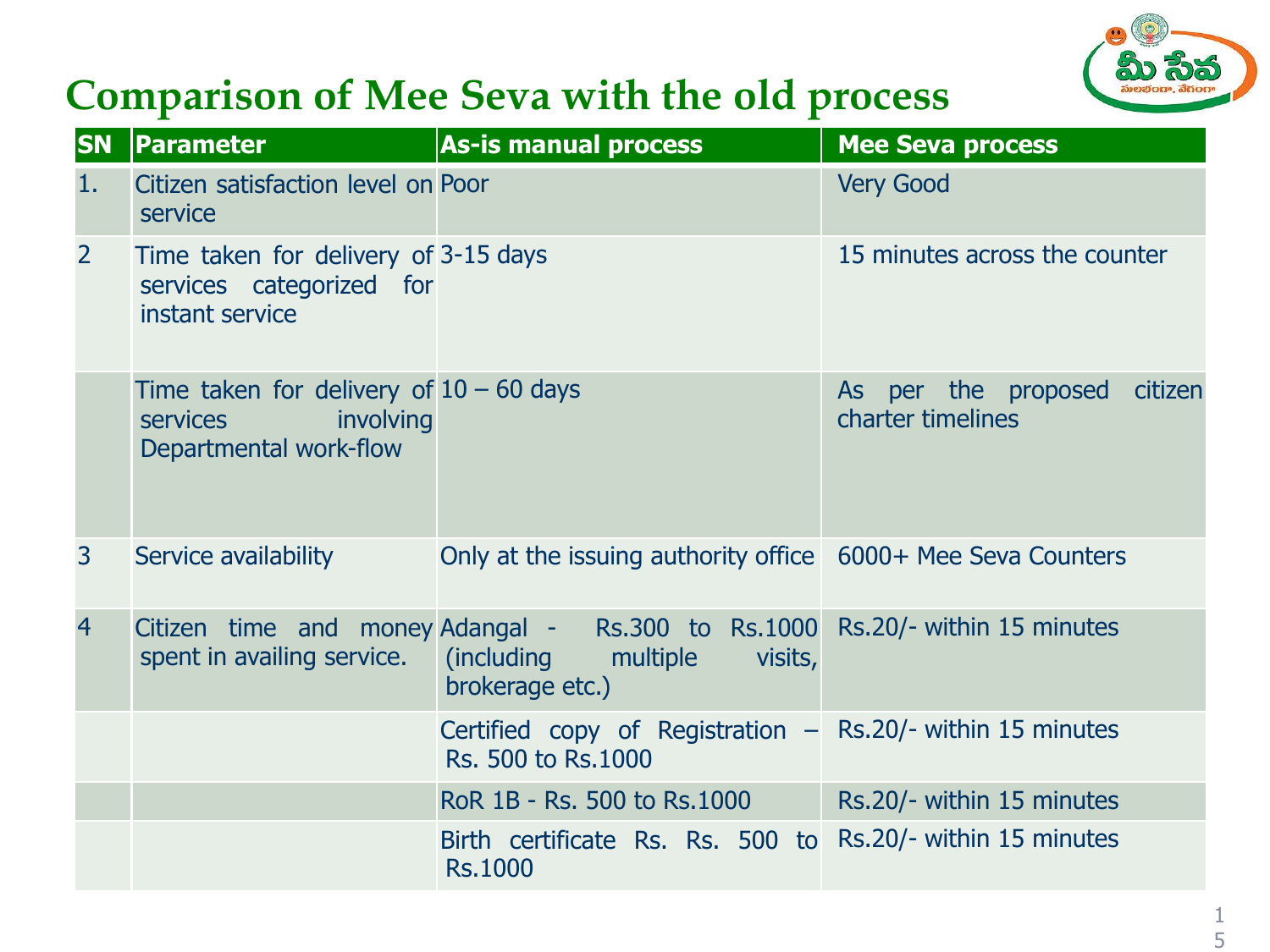## Comparison of Mee Seva with the old process

| SN | Parameter | As-is manual process | Mee Seva process |
|---|---|---|---|
| 1. | Citizen satisfaction level on service | Poor | Very Good |
| 2 | Time taken for delivery of services categorized for instant service | 3-15 days | 15 minutes across the counter |
| | Time taken for delivery of services involving Departmental work-flow | 10 – 60 days | As per the proposed citizen charter timelines |
| 3 | Service availability | Only at the issuing authority office | 6000+ Mee Seva Counters |
| 4 | Citizen time and money spent in availing service. | Adangal - Rs.300 to Rs.1000 (including multiple visits, brokerage etc.) | Rs.20/- within 15 minutes |
| | | Certified copy of Registration – Rs. 500 to Rs.1000 | Rs.20/- within 15 minutes |
| | | RoR 1B - Rs. 500 to Rs.1000 | Rs.20/- within 15 minutes |
| | | Birth certificate Rs. Rs. 500 to Rs.1000 | Rs.20/- within 15 minutes |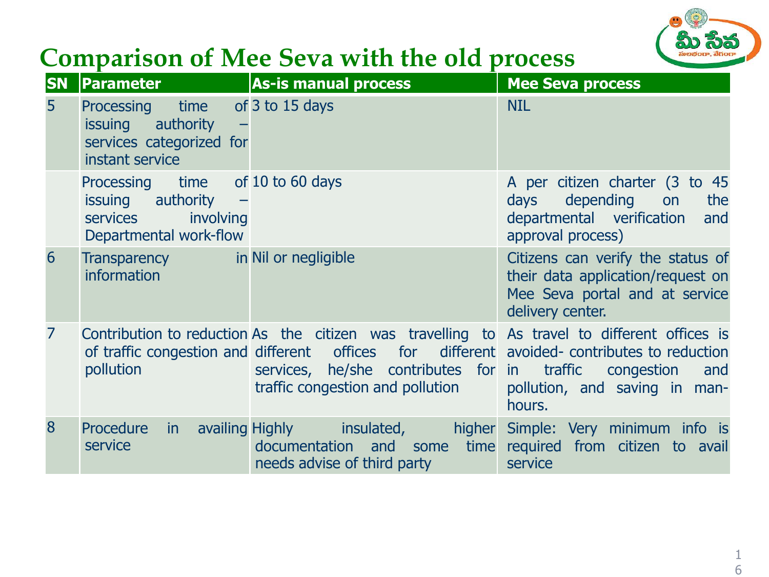# Comparison of Mee Seva with the old process

| SN | Parameter | As-is manual process | Mee Seva process |
|---|---|---|---|
| 5 | Processing time of issuing authority – services categorized for instant service | 3 to 15 days | NIL |
| | Processing time of issuing authority – services involving Departmental work-flow | 10 to 60 days | A per citizen charter (3 to 45 days depending on the departmental verification and approval process) |
| 6 | Transparency in information | Nil or negligible | Citizens can verify the status of their data application/request on Mee Seva portal and at service delivery center. |
| 7 | Contribution to reduction of traffic congestion and pollution | As the citizen was travelling to different offices for different services, he/she contributes for traffic congestion and pollution | As travel to different offices is avoided- contributes to reduction in traffic congestion and pollution, and saving in man-hours. |
| 8 | Procedure in availing service | Highly insulated, higher documentation and some time needs advise of third party | Simple: Very minimum info is required from citizen to avail service |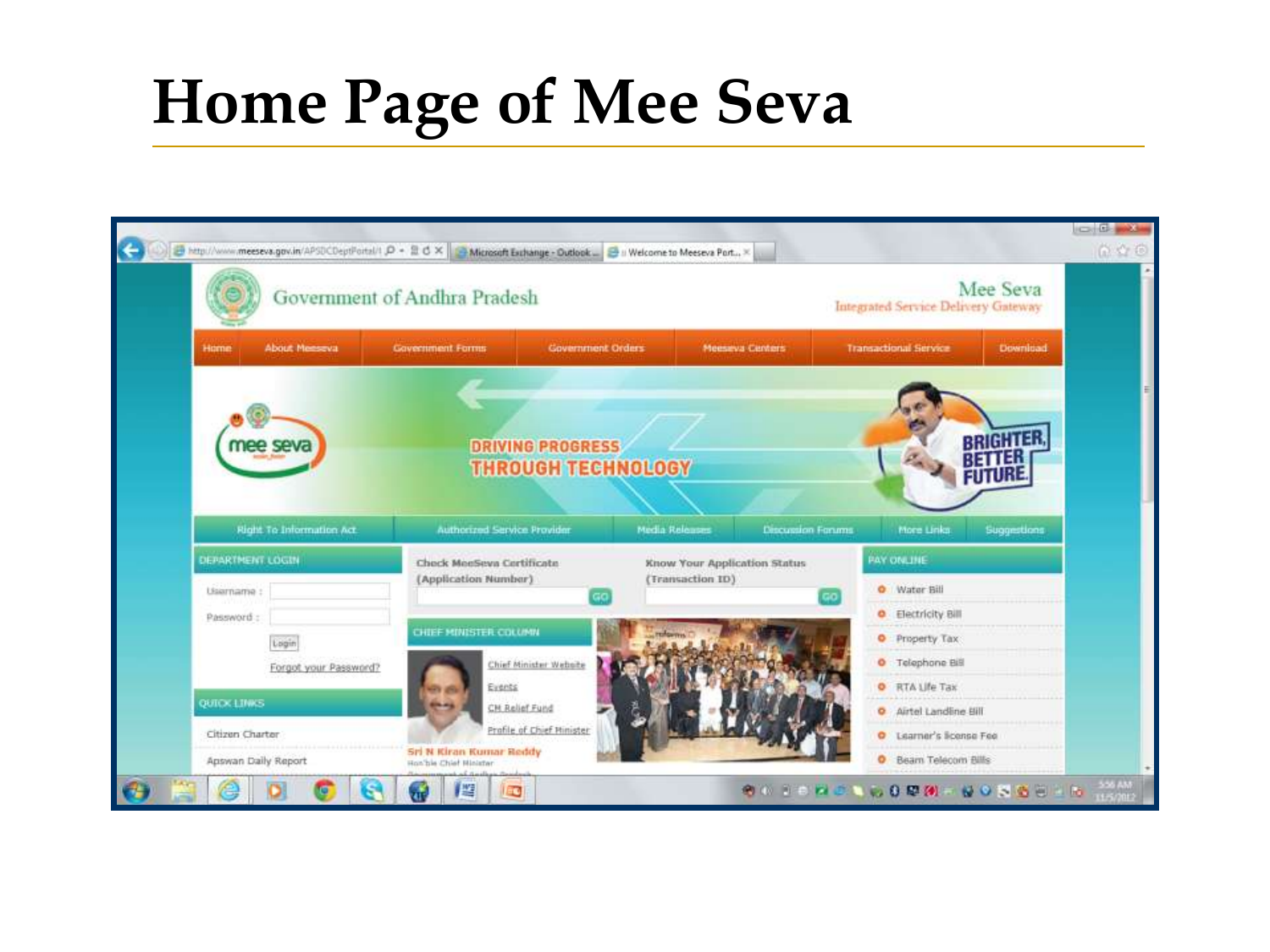# Home Page of Mee Seva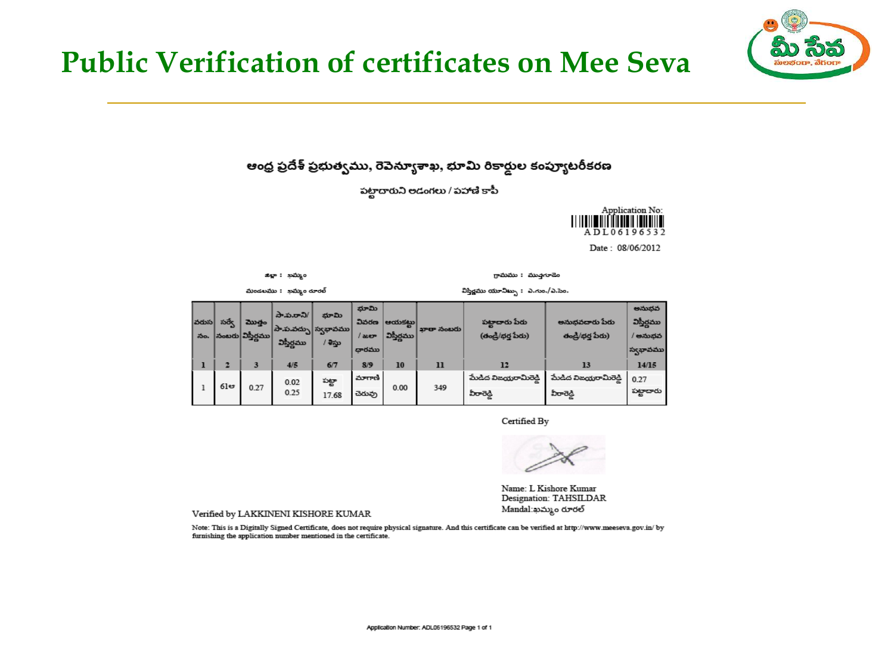# Public Verification of certificates on Mee Seva

మీ సేవ

ఆంధ్ర ప్రదేశ్ ప్రభుత్వము, రెవెన్యూశాఖ, భూమి రికార్డుల కంప్యూటరీకరణ

పట్టాదారుని అడంగలు / పహాణి కాపీ

Application No: ADL06196532

Date : 08/06/2012

జిల్లా : ఖమ్మం

మండలము : ఖమ్మం రూరల్

గ్రామము : ముత్తగూడెం

విస్తీర్ణము యూనిట్స్ : ఎ.గుం./ఎ.సెం.

| వరుస నం. | సర్వే నంబరు | మొత్తం విస్తీర్ణము | సా.ప.రాని/ సా.ప.వచ్చు విస్తీర్ణము | భూమి స్వభావము / శిస్తు | భూమి వివరణ / జలా ధారము | ఆయకట్టు విస్తీర్ణము | ఖాతా నంబరు | పట్టాదారు పేరు (తండ్రి/భర్త పేరు) | అనుభవదారు పేరు తండ్రి/భర్త పేరు) | అనుభవ విస్తీర్ణము / అనుభవ స్వభావము |
|---|---|---|---|---|---|---|---|---|---|---|
| 1 | 2 | 3 | 4/5 | 6/7 | 8/9 | 10 | 11 | 12 | 13 | 14/15 |
| 1 | 61అ | 0.27 | 0.02<br>0.25 | పట్టా<br>17.68 | మాగాణి<br>చెరువు | 0.00 | 349 | మేడిద విజయరామిరెడ్డి<br>వీరారెడ్డి | మేడిద విజయరామిరెడ్డి<br>వీరారెడ్డి | 0.27<br>పట్టాదారు |

Certified By

Name: L Kishore Kumar
Designation: TAHSILDAR
Mandal:ఖమ్మం రూరల్

Verified by LAKKINENI KISHORE KUMAR

Note: This is a Digitally Signed Certificate, does not require physical signature. And this certificate can be verified at http://www.meeseva.gov.in/ by furnishing the application number mentioned in the certificate.

Application Number: ADL06196532 Page 1 of 1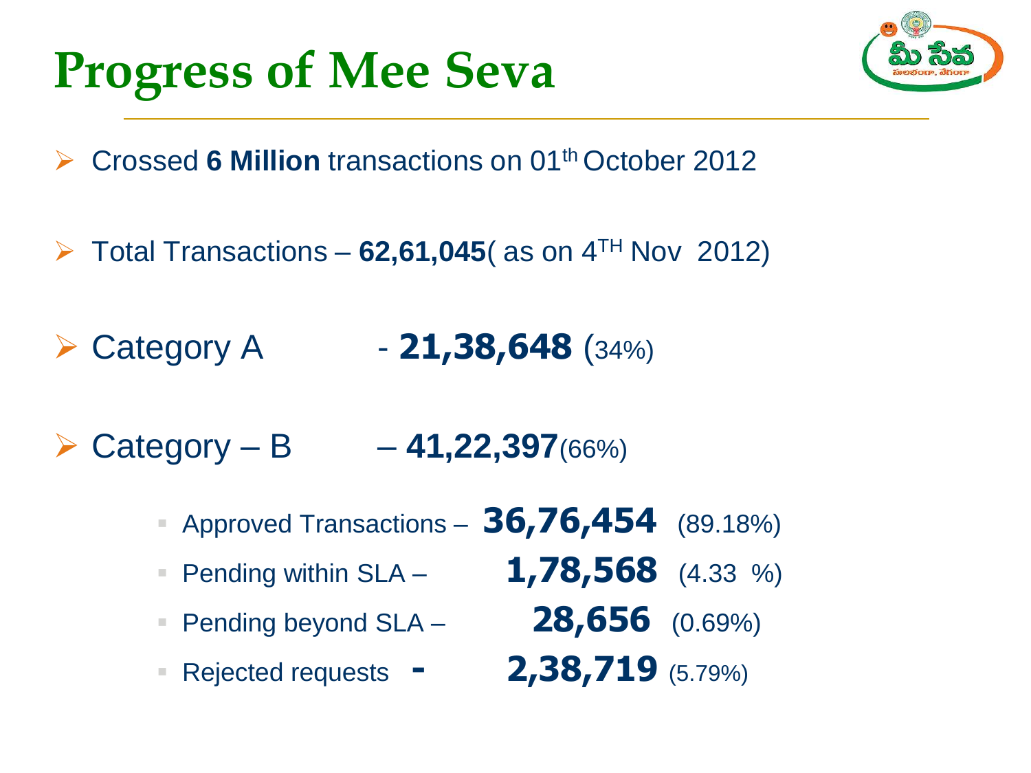# Progress of Mee Seva

- Crossed **6 Million** transactions on 01th October 2012
- Total Transactions – **62,61,045**( as on 4TH Nov 2012)
- Category A - **21,38,648** (34%)
- Category – B – **41,22,397**(66%)
  - Approved Transactions – **36,76,454** (89.18%)
  - Pending within SLA – **1,78,568** (4.33 %)
  - Pending beyond SLA – **28,656** (0.69%)
  - Rejected requests - **2,38,719** (5.79%)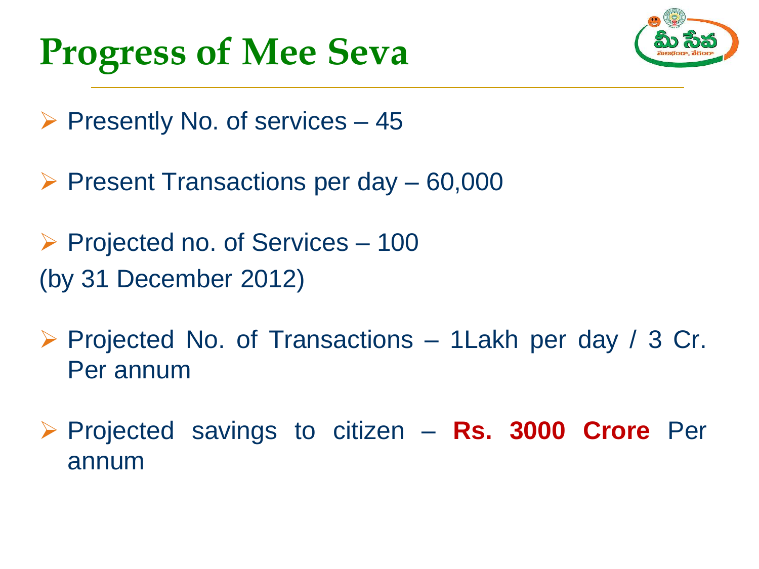# Progress of Mee Seva

- Presently No. of services – 45
- Present Transactions per day – 60,000
- Projected no. of Services – 100

(by 31 December 2012)

- Projected No. of Transactions – 1Lakh per day / 3 Cr. Per annum
- Projected savings to citizen – **Rs. 3000 Crore** Per annum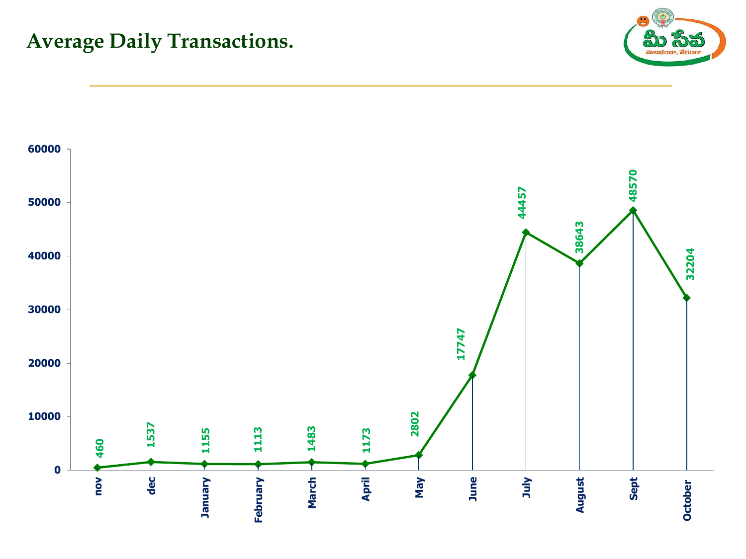# Average Daily Transactions.

| Month | Average Daily Transactions |
|---|---|
| nov | 460 |
| dec | 1537 |
| January | 1155 |
| February | 1113 |
| March | 1483 |
| April | 1173 |
| May | 2802 |
| June | 17747 |
| July | 44457 |
| August | 38643 |
| Sept | 48570 |
| October | 32204 |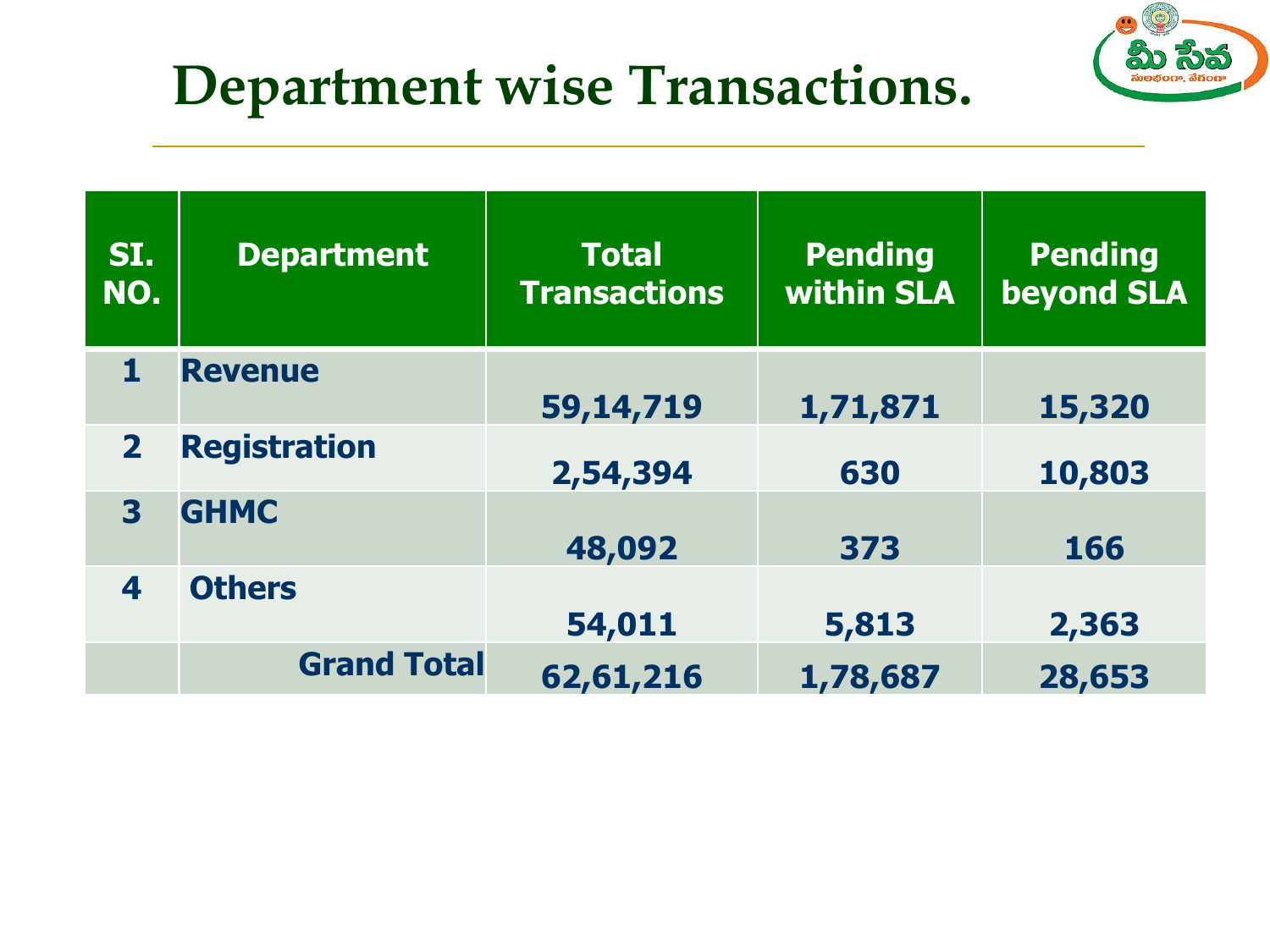# Department wise Transactions.

| SI. NO. | Department | Total Transactions | Pending within SLA | Pending beyond SLA |
|---|---|---|---|---|
| 1 | Revenue | 59,14,719 | 1,71,871 | 15,320 |
| 2 | Registration | 2,54,394 | 630 | 10,803 |
| 3 | GHMC | 48,092 | 373 | 166 |
| 4 | Others | 54,011 | 5,813 | 2,363 |
| | Grand Total | 62,61,216 | 1,78,687 | 28,653 |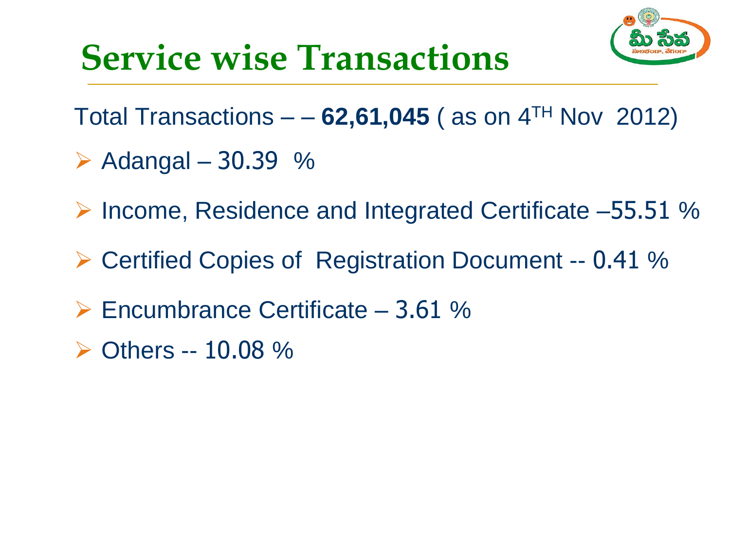# Service wise Transactions

Total Transactions – – **62,61,045** ( as on 4[TH] Nov 2012)

- Adangal – 30.39 %
- Income, Residence and Integrated Certificate –55.51 %
- Certified Copies of Registration Document -- 0.41 %
- Encumbrance Certificate – 3.61 %
- Others -- 10.08 %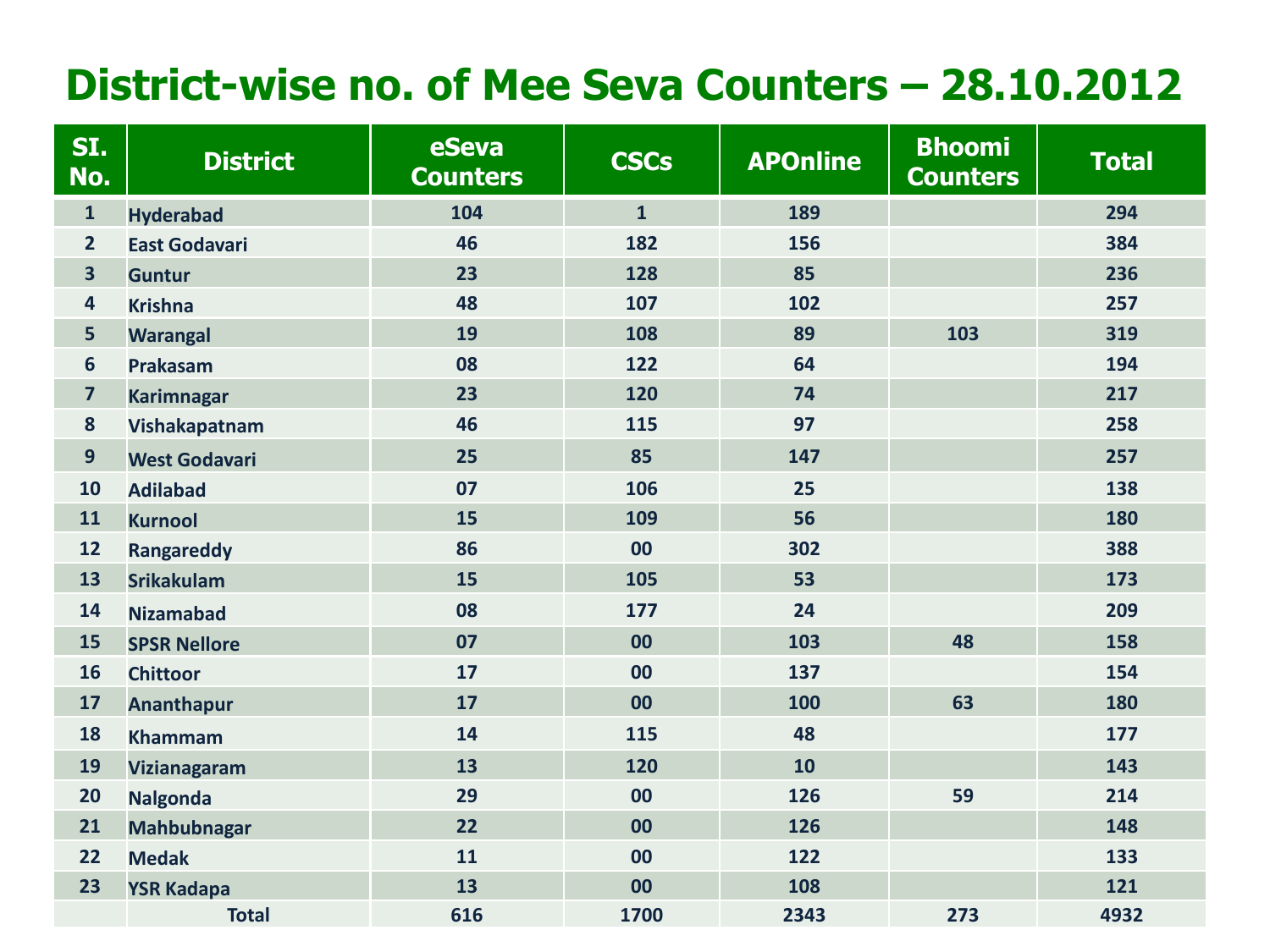# District-wise no. of Mee Seva Counters – 28.10.2012

| Sl. No. | District | eSeva Counters | CSCs | APOnline | Bhoomi Counters | Total |
|---|---|---|---|---|---|---|
| 1 | Hyderabad | 104 | 1 | 189 | | 294 |
| 2 | East Godavari | 46 | 182 | 156 | | 384 |
| 3 | Guntur | 23 | 128 | 85 | | 236 |
| 4 | Krishna | 48 | 107 | 102 | | 257 |
| 5 | Warangal | 19 | 108 | 89 | 103 | 319 |
| 6 | Prakasam | 08 | 122 | 64 | | 194 |
| 7 | Karimnagar | 23 | 120 | 74 | | 217 |
| 8 | Vishakapatnam | 46 | 115 | 97 | | 258 |
| 9 | West Godavari | 25 | 85 | 147 | | 257 |
| 10 | Adilabad | 07 | 106 | 25 | | 138 |
| 11 | Kurnool | 15 | 109 | 56 | | 180 |
| 12 | Rangareddy | 86 | 00 | 302 | | 388 |
| 13 | Srikakulam | 15 | 105 | 53 | | 173 |
| 14 | Nizamabad | 08 | 177 | 24 | | 209 |
| 15 | SPSR Nellore | 07 | 00 | 103 | 48 | 158 |
| 16 | Chittoor | 17 | 00 | 137 | | 154 |
| 17 | Ananthapur | 17 | 00 | 100 | 63 | 180 |
| 18 | Khammam | 14 | 115 | 48 | | 177 |
| 19 | Vizianagaram | 13 | 120 | 10 | | 143 |
| 20 | Nalgonda | 29 | 00 | 126 | 59 | 214 |
| 21 | Mahbubnagar | 22 | 00 | 126 | | 148 |
| 22 | Medak | 11 | 00 | 122 | | 133 |
| 23 | YSR Kadapa | 13 | 00 | 108 | | 121 |
| | Total | 616 | 1700 | 2343 | 273 | 4932 |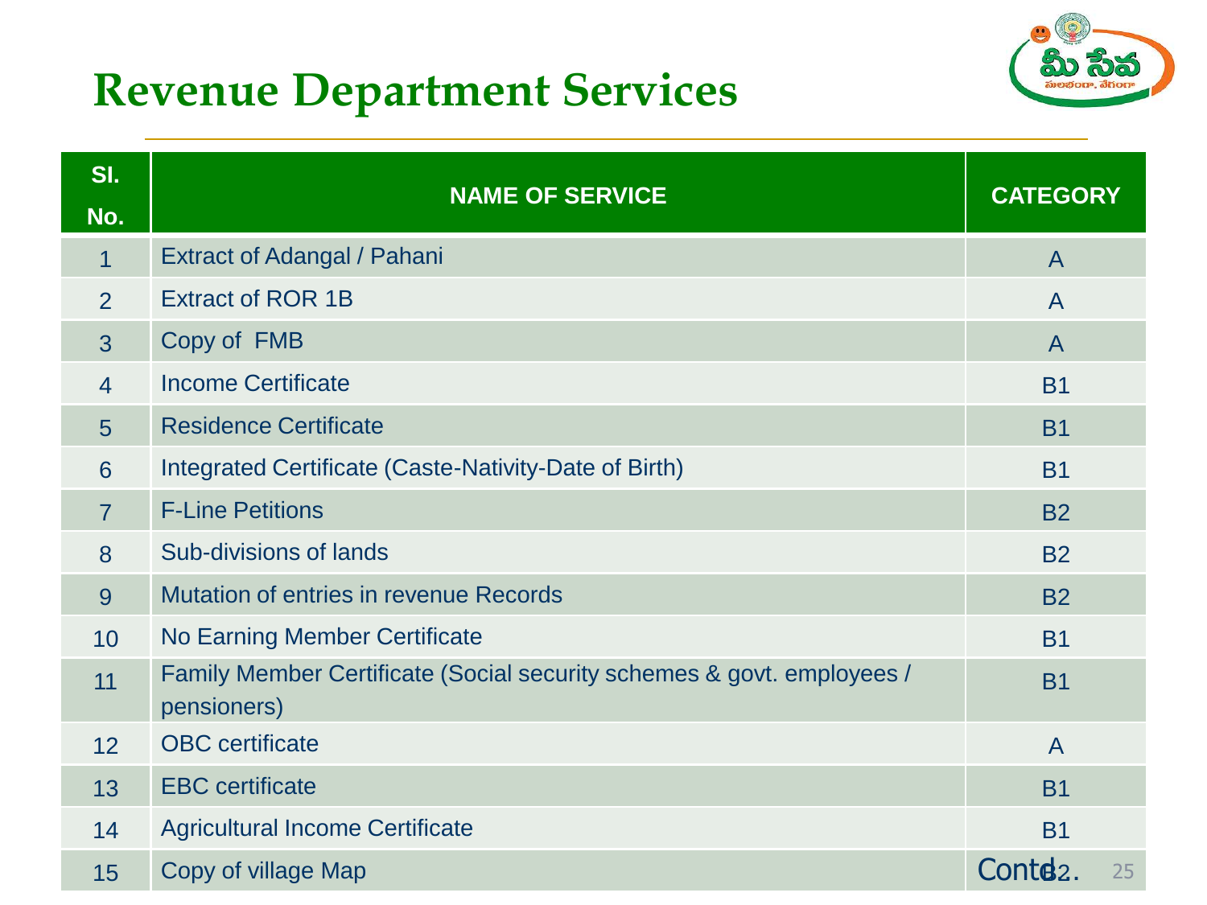# Revenue Department Services

| Sl. No. | NAME OF SERVICE | CATEGORY |
|---|---|---|
| 1 | Extract of Adangal / Pahani | A |
| 2 | Extract of ROR 1B | A |
| 3 | Copy of FMB | A |
| 4 | Income Certificate | B1 |
| 5 | Residence Certificate | B1 |
| 6 | Integrated Certificate (Caste-Nativity-Date of Birth) | B1 |
| 7 | F-Line Petitions | B2 |
| 8 | Sub-divisions of lands | B2 |
| 9 | Mutation of entries in revenue Records | B2 |
| 10 | No Earning Member Certificate | B1 |
| 11 | Family Member Certificate (Social security schemes & govt. employees / pensioners) | B1 |
| 12 | OBC certificate | A |
| 13 | EBC certificate | B1 |
| 14 | Agricultural Income Certificate | B1 |
| 15 | Copy of village Map | B2 |

Contd..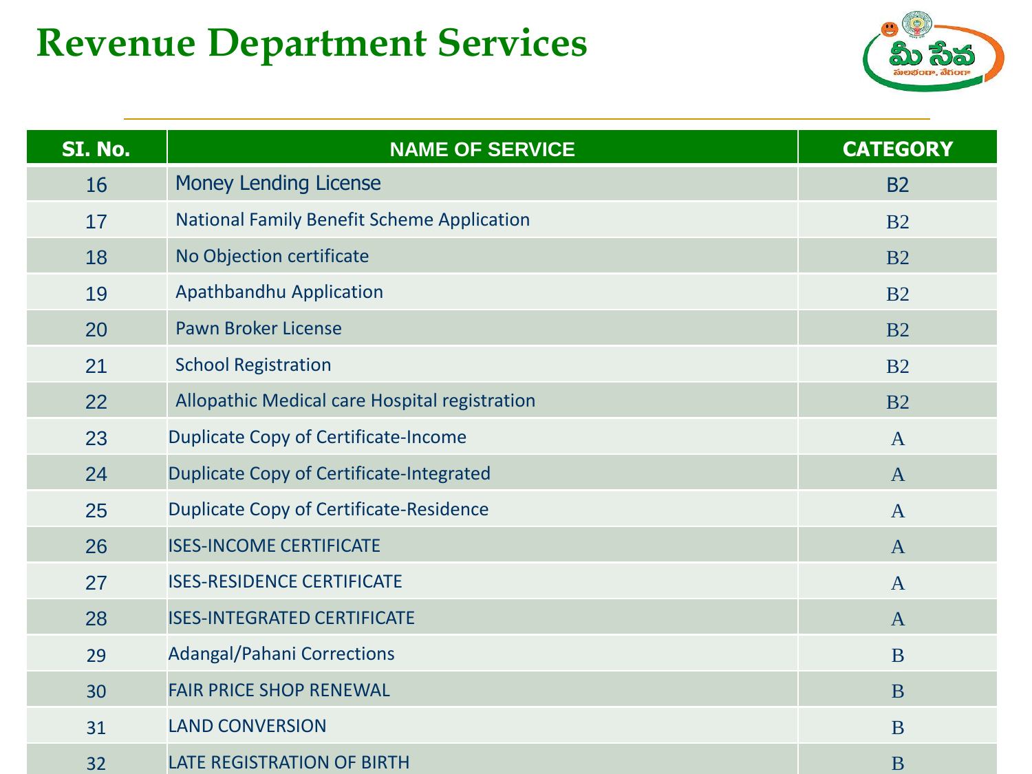# Revenue Department Services

| SI. No. | NAME OF SERVICE | CATEGORY |
| --- | --- | --- |
| 16 | Money Lending License | B2 |
| 17 | National Family Benefit Scheme Application | B2 |
| 18 | No Objection certificate | B2 |
| 19 | Apathbandhu Application | B2 |
| 20 | Pawn Broker License | B2 |
| 21 | School Registration | B2 |
| 22 | Allopathic Medical care Hospital registration | B2 |
| 23 | Duplicate Copy of Certificate-Income | A |
| 24 | Duplicate Copy of Certificate-Integrated | A |
| 25 | Duplicate Copy of Certificate-Residence | A |
| 26 | ISES-INCOME CERTIFICATE | A |
| 27 | ISES-RESIDENCE CERTIFICATE | A |
| 28 | ISES-INTEGRATED CERTIFICATE | A |
| 29 | Adangal/Pahani Corrections | B |
| 30 | FAIR PRICE SHOP RENEWAL | B |
| 31 | LAND CONVERSION | B |
| 32 | LATE REGISTRATION OF BIRTH | B |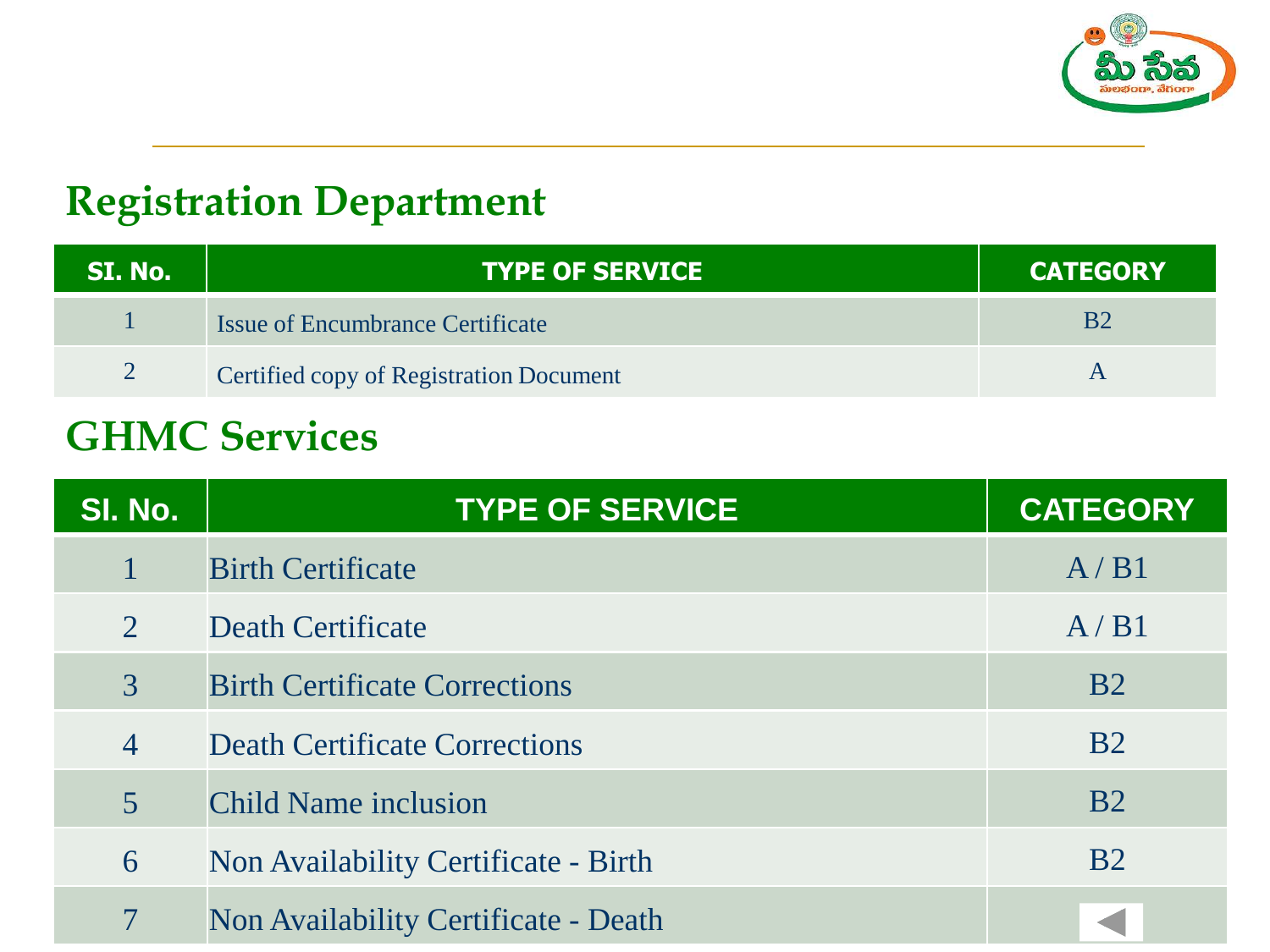## Registration Department

| Sl. No. | TYPE OF SERVICE | CATEGORY |
|---|---|---|
| 1 | Issue of Encumbrance Certificate | B2 |
| 2 | Certified copy of Registration Document | A |

## GHMC Services

| Sl. No. | TYPE OF SERVICE | CATEGORY |
|---|---|---|
| 1 | Birth Certificate | A / B1 |
| 2 | Death Certificate | A / B1 |
| 3 | Birth Certificate Corrections | B2 |
| 4 | Death Certificate Corrections | B2 |
| 5 | Child Name inclusion | B2 |
| 6 | Non Availability Certificate - Birth | B2 |
| 7 | Non Availability Certificate - Death | |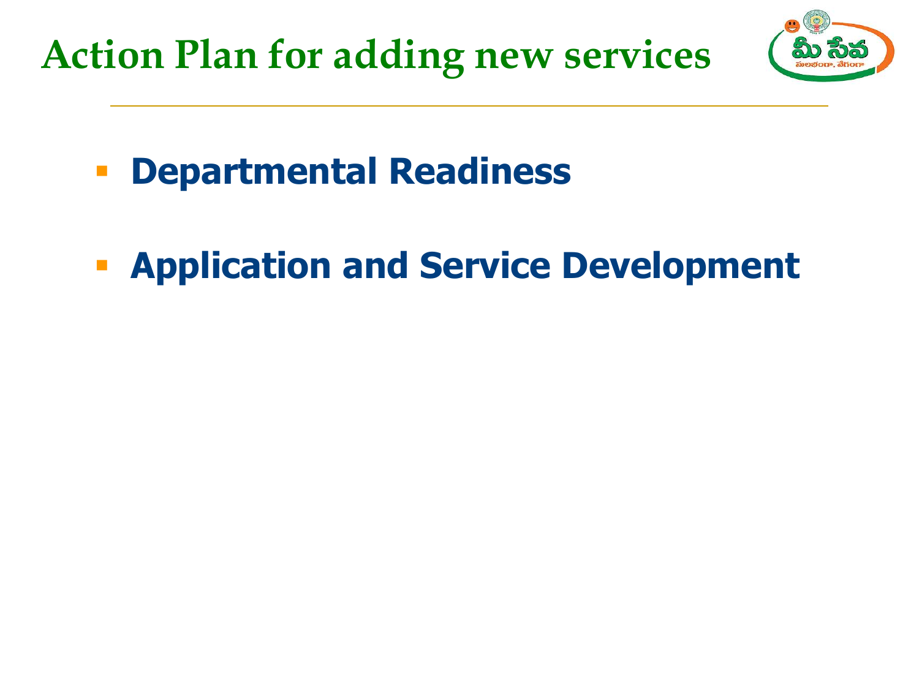# Action Plan for adding new services

- **Departmental Readiness**
- **Application and Service Development**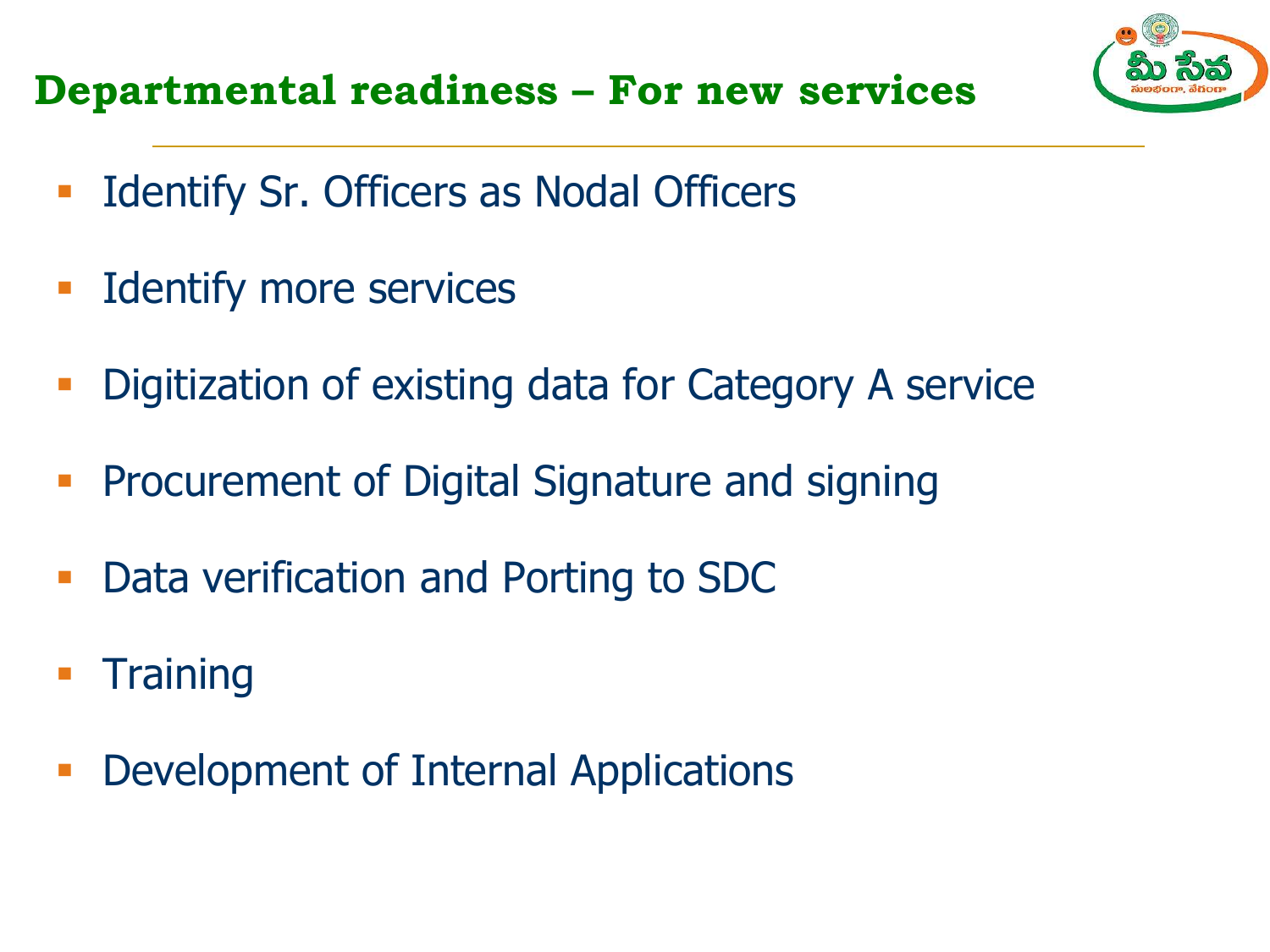## Departmental readiness – For new services

- Identify Sr. Officers as Nodal Officers
- Identify more services
- Digitization of existing data for Category A service
- Procurement of Digital Signature and signing
- Data verification and Porting to SDC
- Training
- Development of Internal Applications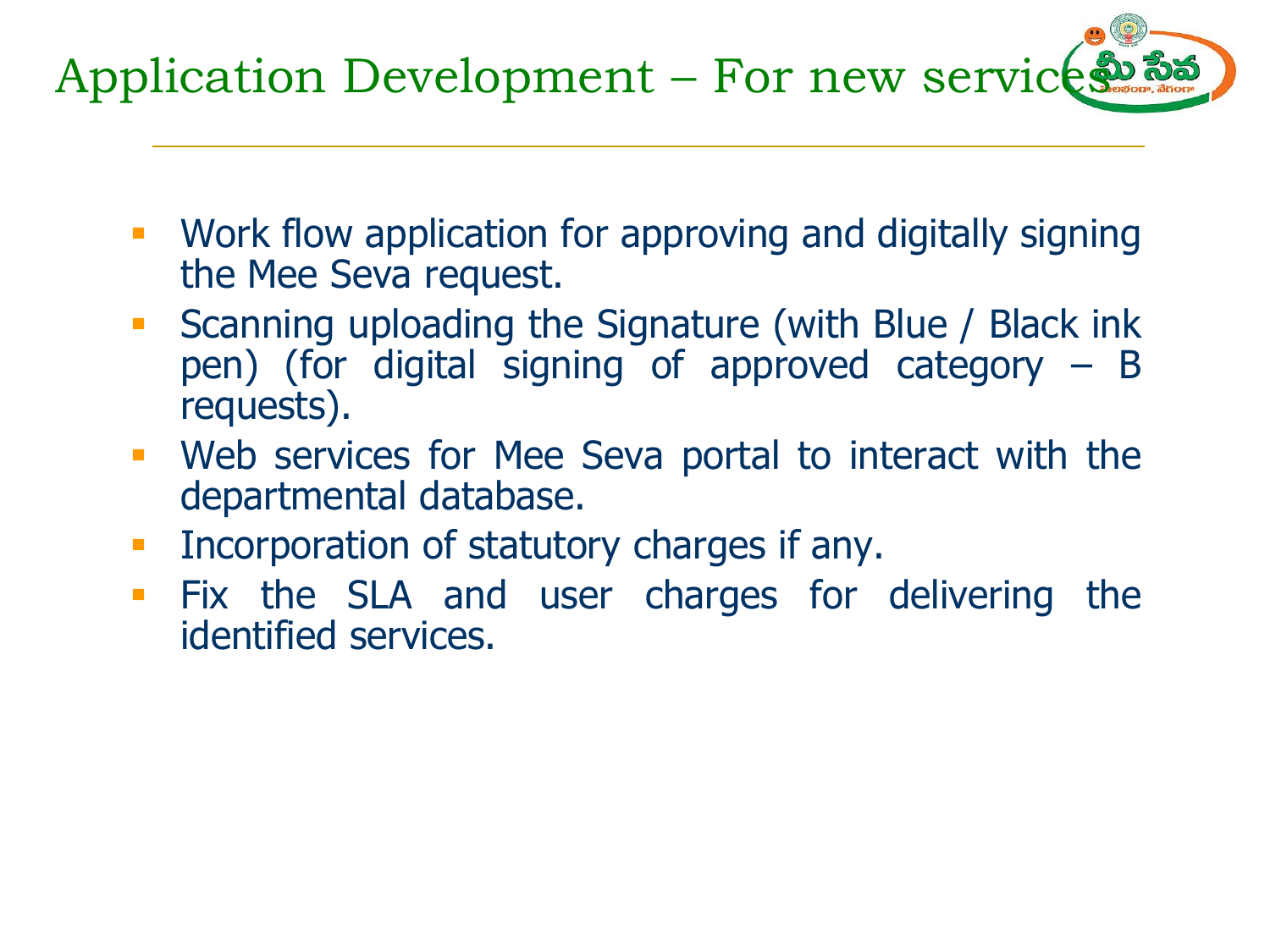# Application Development – For new services

- Work flow application for approving and digitally signing the Mee Seva request.
- Scanning uploading the Signature (with Blue / Black ink pen) (for digital signing of approved category – B requests).
- Web services for Mee Seva portal to interact with the departmental database.
- Incorporation of statutory charges if any.
- Fix the SLA and user charges for delivering the identified services.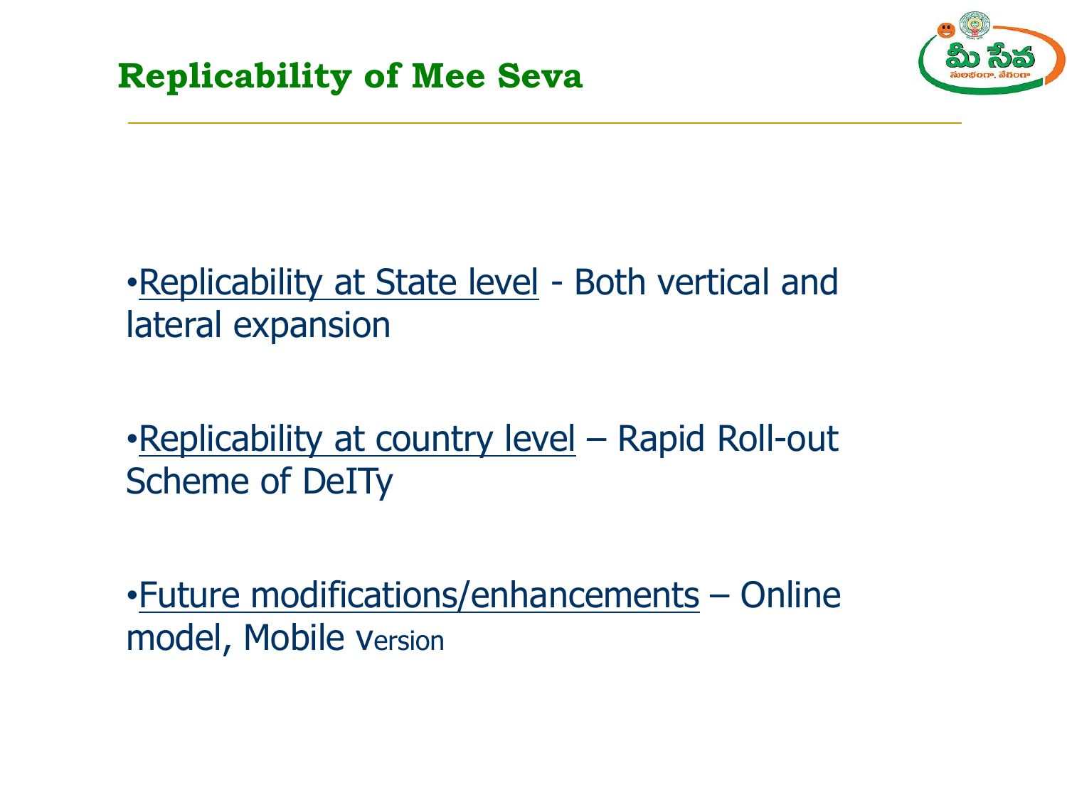## Replicability of Mee Seva

- Replicability at State level - Both vertical and lateral expansion

- Replicability at country level – Rapid Roll-out Scheme of DeITy

- Future modifications/enhancements – Online model, Mobile version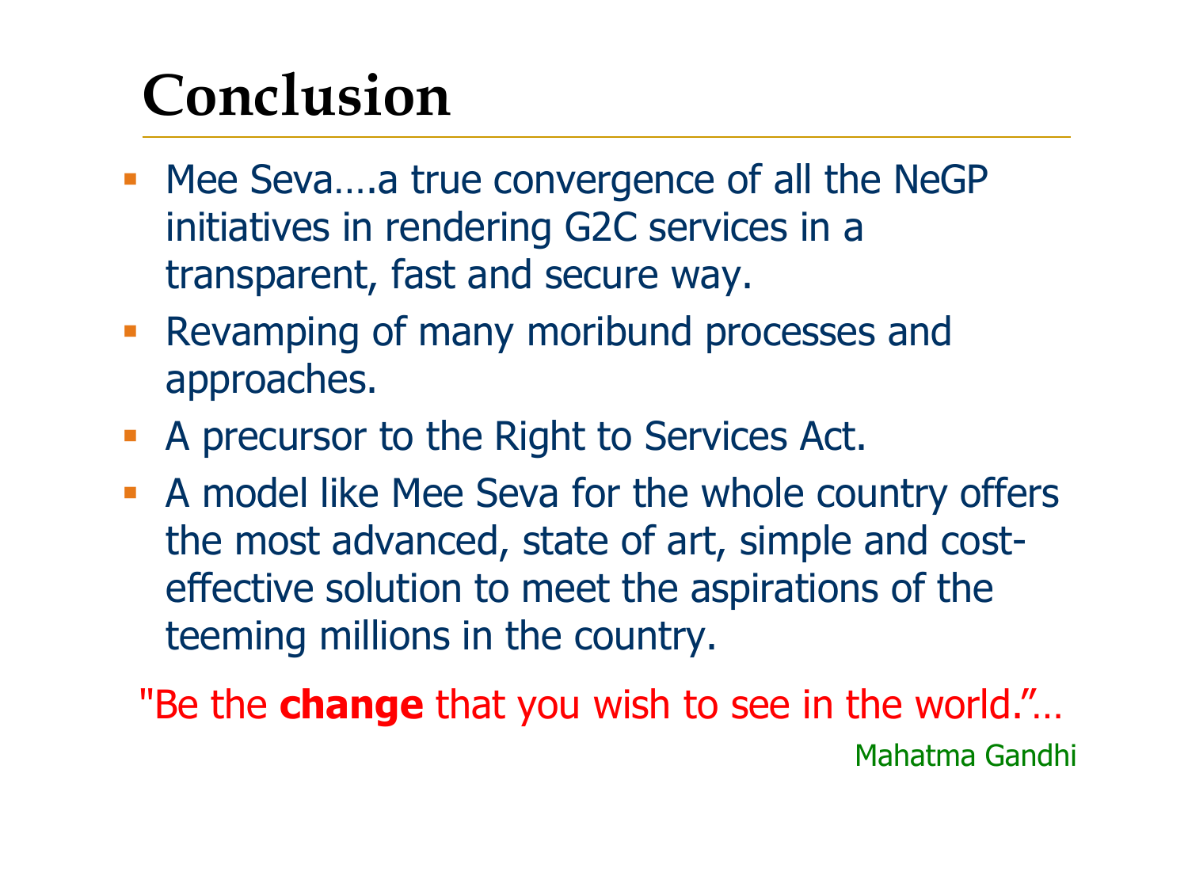# Conclusion

- Mee Seva….a true convergence of all the NeGP initiatives in rendering G2C services in a transparent, fast and secure way.
- Revamping of many moribund processes and approaches.
- A precursor to the Right to Services Act.
- A model like Mee Seva for the whole country offers the most advanced, state of art, simple and cost-effective solution to meet the aspirations of the teeming millions in the country.

"Be the **change** that you wish to see in the world."…

Mahatma Gandhi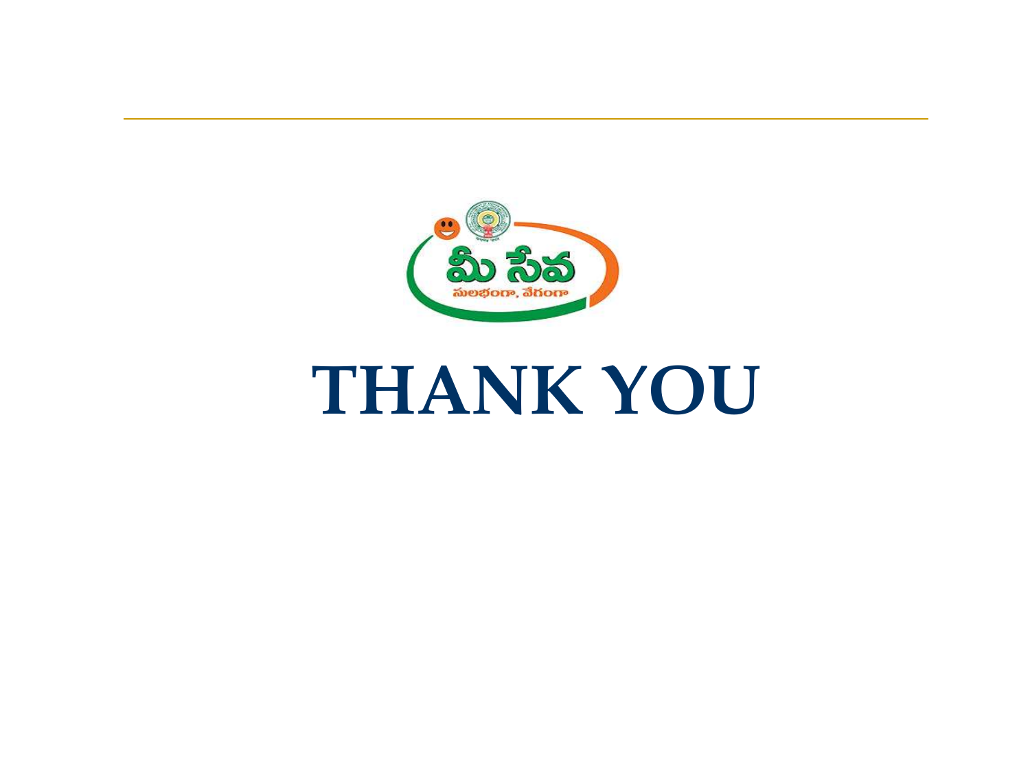# THANK YOU